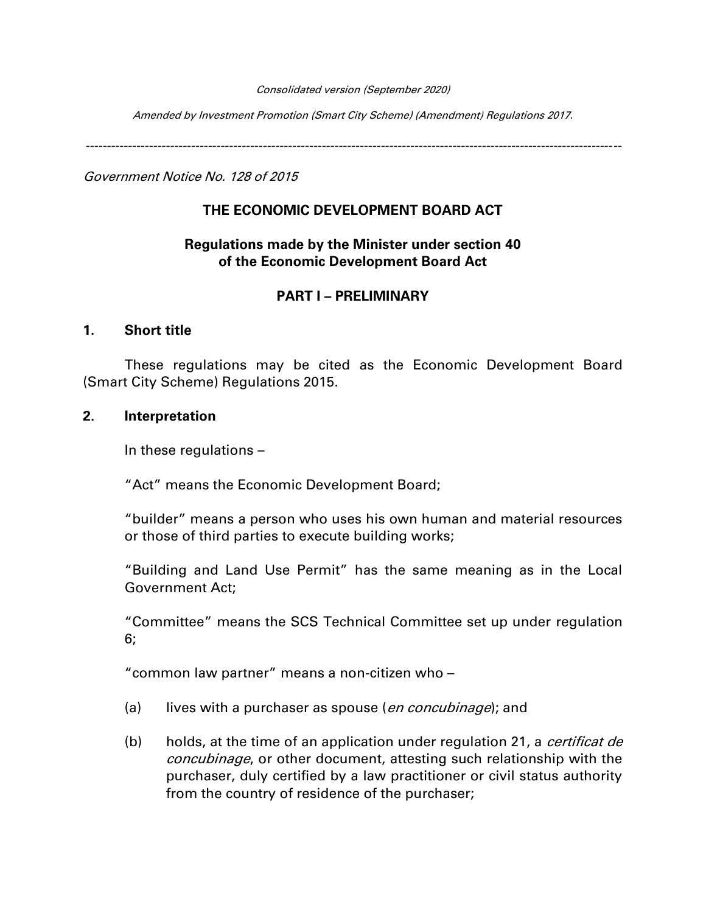*Consolidated version (September 2020)*

*Amended by Investment Promotion (Smart City Scheme) (Amendment) Regulations 2017.*

---

*Government Notice No. 128 of 2015*

# THE ECONOMIC DEVELOPMENT BOARD ACT

## Regulations made by the Minister under section 40 of the Economic Development Board Act

## PART I – PRELIMINARY

### 1. Short title

These regulations may be cited as the Economic Development Board (Smart City Scheme) Regulations 2015.

### 2. Interpretation

In these regulations –

"Act" means the Economic Development Board;

"builder" means a person who uses his own human and material resources or those of third parties to execute building works;

"Building and Land Use Permit" has the same meaning as in the Local Government Act;

"Committee" means the SCS Technical Committee set up under regulation 6;

"common law partner" means a non-citizen who –

(a) lives with a purchaser as spouse (*en concubinage*); and

(b) holds, at the time of an application under regulation 21, a *certificat de concubinage*, or other document, attesting such relationship with the purchaser, duly certified by a law practitioner or civil status authority from the country of residence of the purchaser;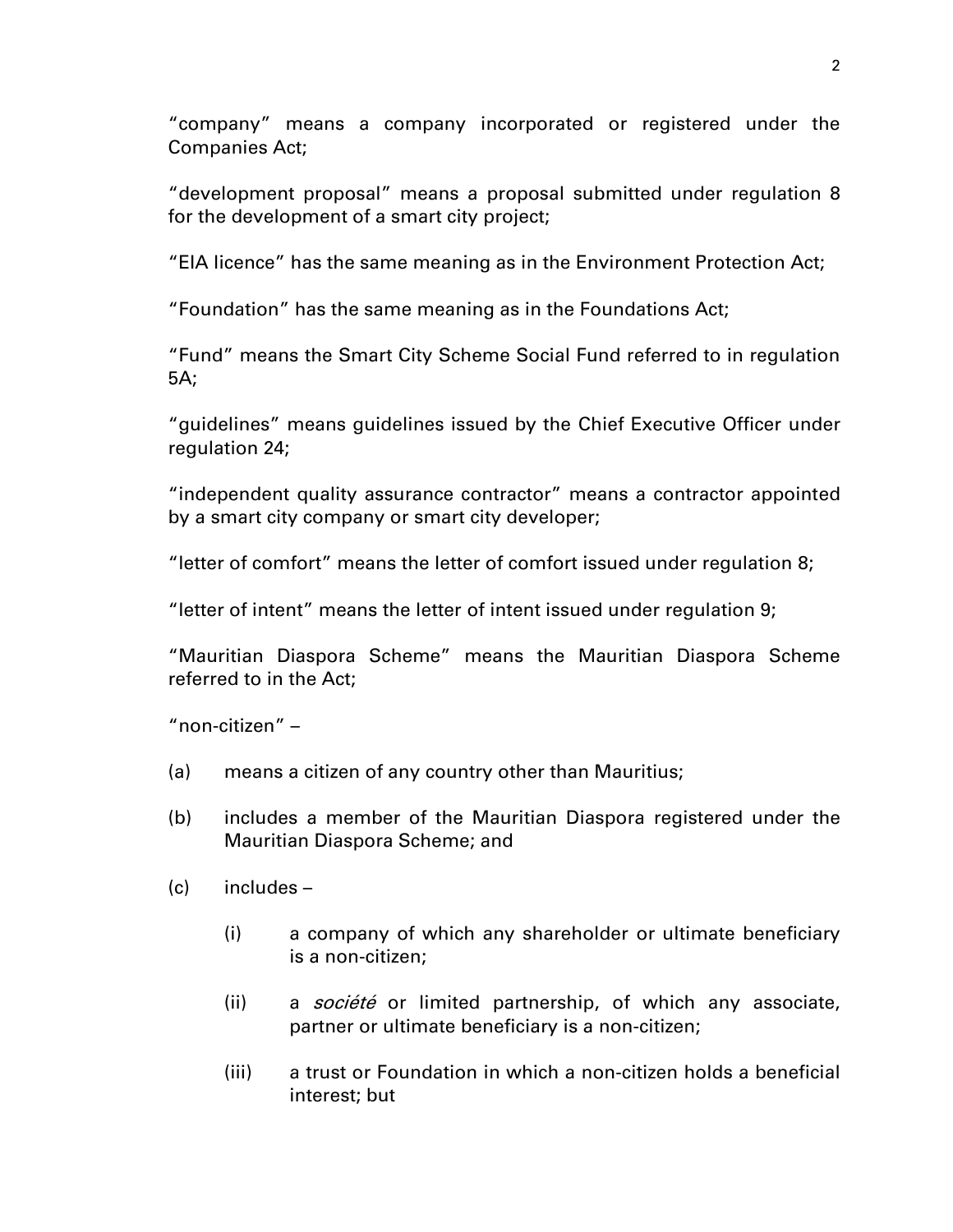"company" means a company incorporated or registered under the Companies Act;

"development proposal" means a proposal submitted under regulation 8 for the development of a smart city project;

"EIA licence" has the same meaning as in the Environment Protection Act;

"Foundation" has the same meaning as in the Foundations Act;

"Fund" means the Smart City Scheme Social Fund referred to in regulation 5A;

"guidelines" means guidelines issued by the Chief Executive Officer under regulation 24;

"independent quality assurance contractor" means a contractor appointed by a smart city company or smart city developer;

"letter of comfort" means the letter of comfort issued under regulation 8;

"letter of intent" means the letter of intent issued under regulation 9;

"Mauritian Diaspora Scheme" means the Mauritian Diaspora Scheme referred to in the Act;

"non-citizen" –

(a) means a citizen of any country other than Mauritius;

(b) includes a member of the Mauritian Diaspora registered under the Mauritian Diaspora Scheme; and

(c) includes –

  (i) a company of which any shareholder or ultimate beneficiary is a non-citizen;

  (ii) a *société* or limited partnership, of which any associate, partner or ultimate beneficiary is a non-citizen;

  (iii) a trust or Foundation in which a non-citizen holds a beneficial interest; but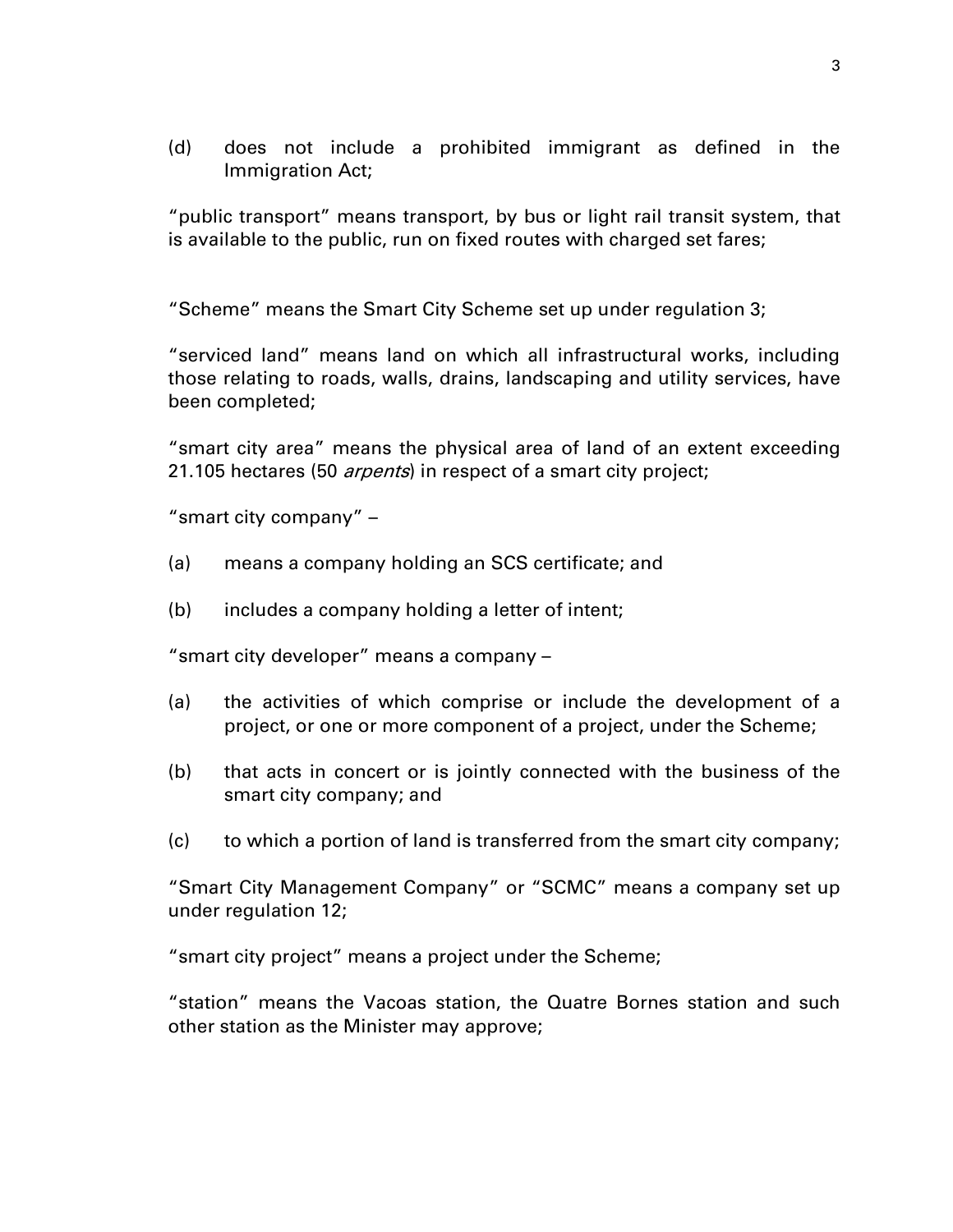(d) does not include a prohibited immigrant as defined in the Immigration Act;

"public transport" means transport, by bus or light rail transit system, that is available to the public, run on fixed routes with charged set fares;

"Scheme" means the Smart City Scheme set up under regulation 3;

"serviced land" means land on which all infrastructural works, including those relating to roads, walls, drains, landscaping and utility services, have been completed;

"smart city area" means the physical area of land of an extent exceeding 21.105 hectares (50 *arpents*) in respect of a smart city project;

"smart city company" –

(a) means a company holding an SCS certificate; and

(b) includes a company holding a letter of intent;

"smart city developer" means a company –

(a) the activities of which comprise or include the development of a project, or one or more component of a project, under the Scheme;

(b) that acts in concert or is jointly connected with the business of the smart city company; and

(c) to which a portion of land is transferred from the smart city company;

"Smart City Management Company" or "SCMC" means a company set up under regulation 12;

"smart city project" means a project under the Scheme;

"station" means the Vacoas station, the Quatre Bornes station and such other station as the Minister may approve;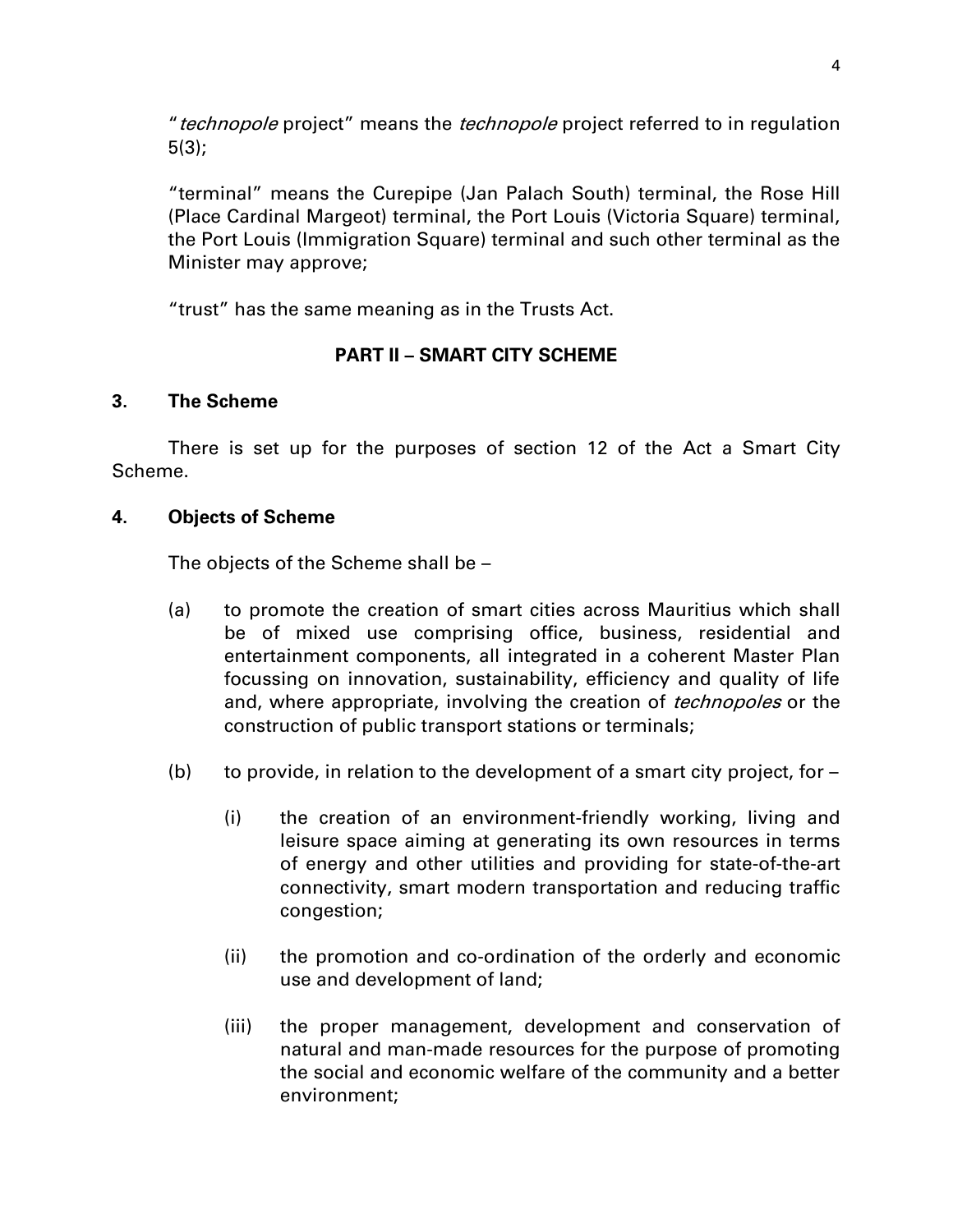"*technopole* project" means the *technopole* project referred to in regulation 5(3);

"terminal" means the Curepipe (Jan Palach South) terminal, the Rose Hill (Place Cardinal Margeot) terminal, the Port Louis (Victoria Square) terminal, the Port Louis (Immigration Square) terminal and such other terminal as the Minister may approve;

"trust" has the same meaning as in the Trusts Act.

## PART II – SMART CITY SCHEME

### 3. The Scheme

There is set up for the purposes of section 12 of the Act a Smart City Scheme.

### 4. Objects of Scheme

The objects of the Scheme shall be –

(a) to promote the creation of smart cities across Mauritius which shall be of mixed use comprising office, business, residential and entertainment components, all integrated in a coherent Master Plan focussing on innovation, sustainability, efficiency and quality of life and, where appropriate, involving the creation of *technopoles* or the construction of public transport stations or terminals;

(b) to provide, in relation to the development of a smart city project, for –

(i) the creation of an environment-friendly working, living and leisure space aiming at generating its own resources in terms of energy and other utilities and providing for state-of-the-art connectivity, smart modern transportation and reducing traffic congestion;

(ii) the promotion and co-ordination of the orderly and economic use and development of land;

(iii) the proper management, development and conservation of natural and man-made resources for the purpose of promoting the social and economic welfare of the community and a better environment;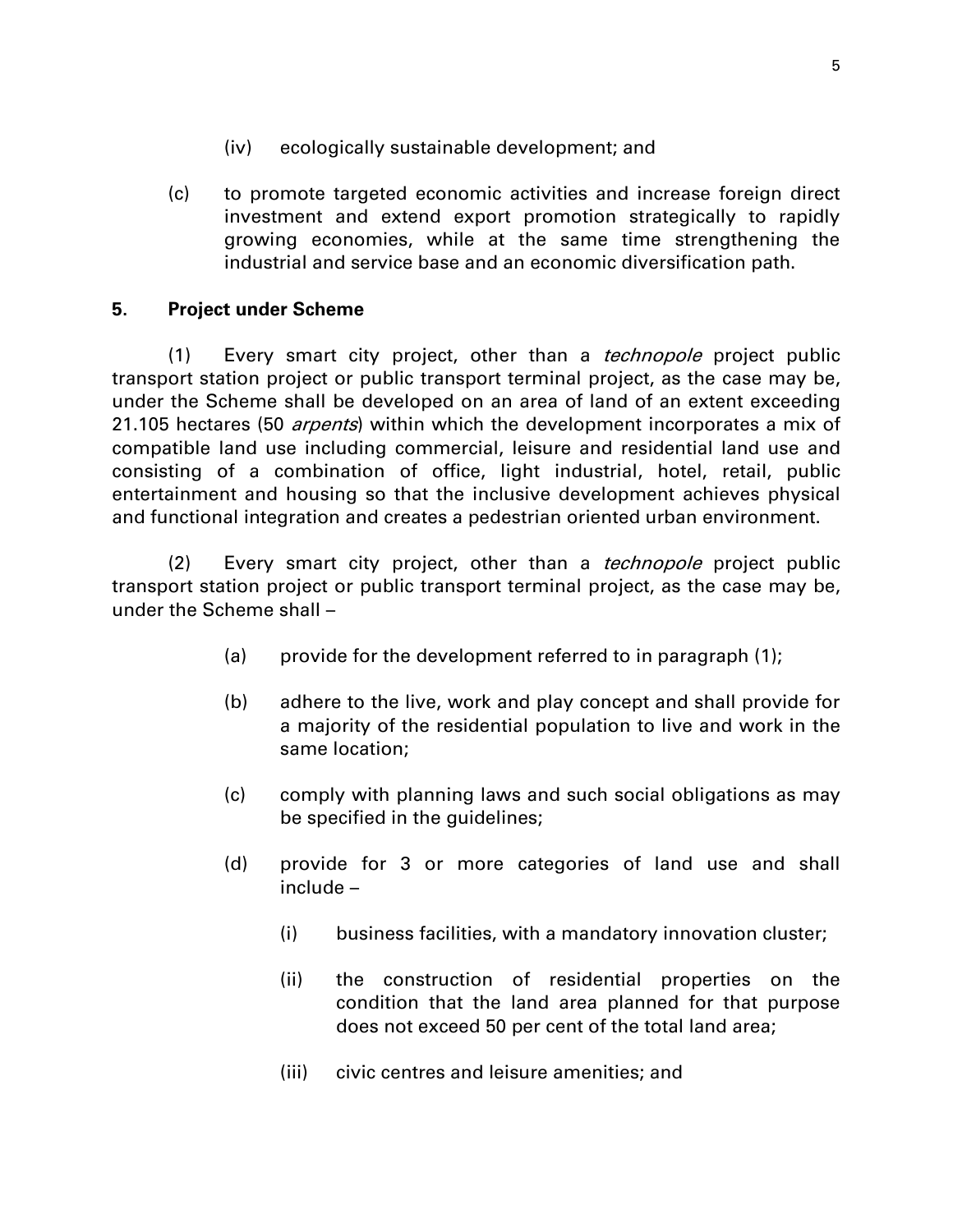(iv) ecologically sustainable development; and

(c) to promote targeted economic activities and increase foreign direct investment and extend export promotion strategically to rapidly growing economies, while at the same time strengthening the industrial and service base and an economic diversification path.

**5. Project under Scheme**

(1) Every smart city project, other than a *technopole* project public transport station project or public transport terminal project, as the case may be, under the Scheme shall be developed on an area of land of an extent exceeding 21.105 hectares (50 *arpents*) within which the development incorporates a mix of compatible land use including commercial, leisure and residential land use and consisting of a combination of office, light industrial, hotel, retail, public entertainment and housing so that the inclusive development achieves physical and functional integration and creates a pedestrian oriented urban environment.

(2) Every smart city project, other than a *technopole* project public transport station project or public transport terminal project, as the case may be, under the Scheme shall –

(a) provide for the development referred to in paragraph (1);

(b) adhere to the live, work and play concept and shall provide for a majority of the residential population to live and work in the same location;

(c) comply with planning laws and such social obligations as may be specified in the guidelines;

(d) provide for 3 or more categories of land use and shall include –

(i) business facilities, with a mandatory innovation cluster;

(ii) the construction of residential properties on the condition that the land area planned for that purpose does not exceed 50 per cent of the total land area;

(iii) civic centres and leisure amenities; and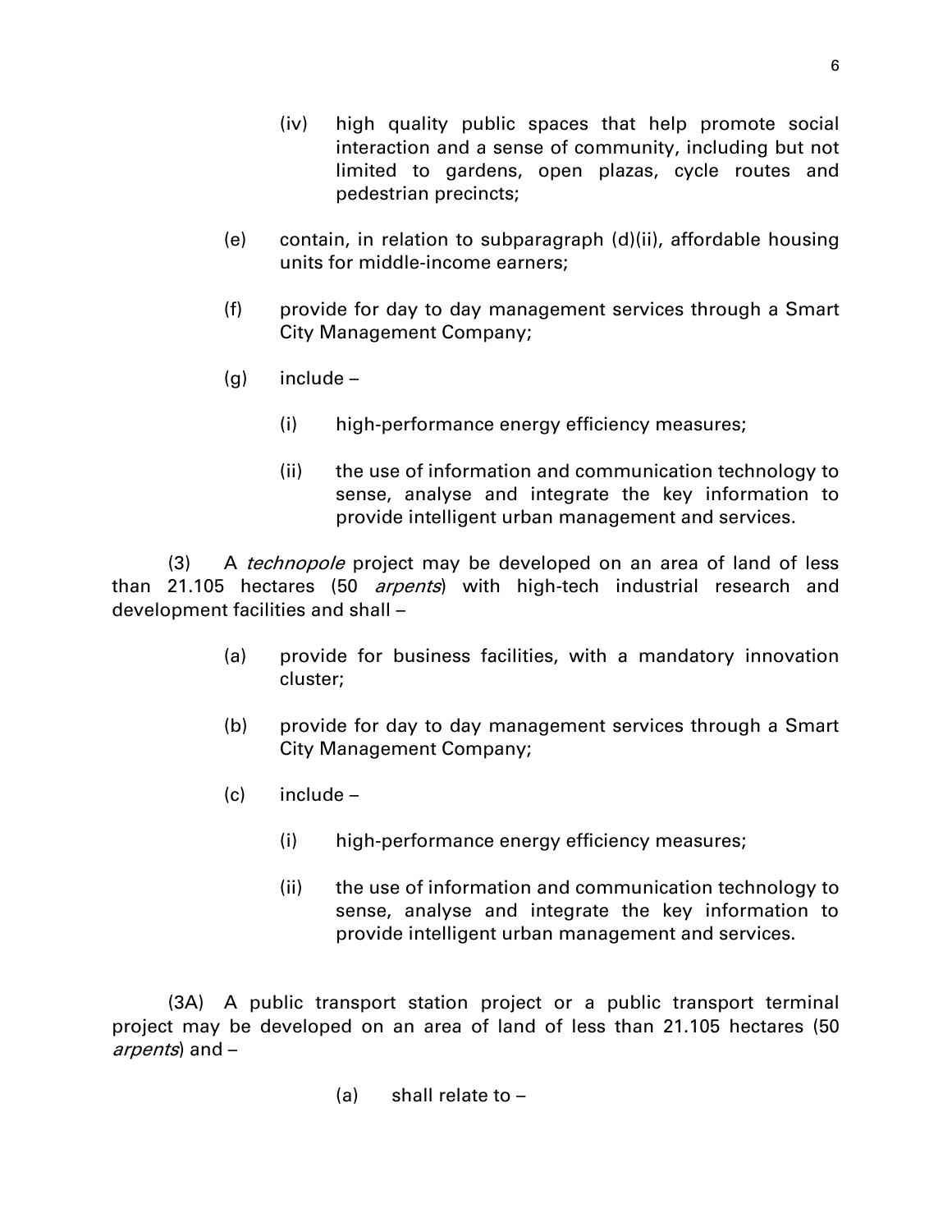(iv) high quality public spaces that help promote social interaction and a sense of community, including but not limited to gardens, open plazas, cycle routes and pedestrian precincts;

(e) contain, in relation to subparagraph (d)(ii), affordable housing units for middle-income earners;

(f) provide for day to day management services through a Smart City Management Company;

(g) include –

(i) high-performance energy efficiency measures;

(ii) the use of information and communication technology to sense, analyse and integrate the key information to provide intelligent urban management and services.

(3) A *technopole* project may be developed on an area of land of less than 21.105 hectares (50 *arpents*) with high-tech industrial research and development facilities and shall –

(a) provide for business facilities, with a mandatory innovation cluster;

(b) provide for day to day management services through a Smart City Management Company;

(c) include –

(i) high-performance energy efficiency measures;

(ii) the use of information and communication technology to sense, analyse and integrate the key information to provide intelligent urban management and services.

(3A) A public transport station project or a public transport terminal project may be developed on an area of land of less than 21.105 hectares (50 *arpents*) and –

(a) shall relate to –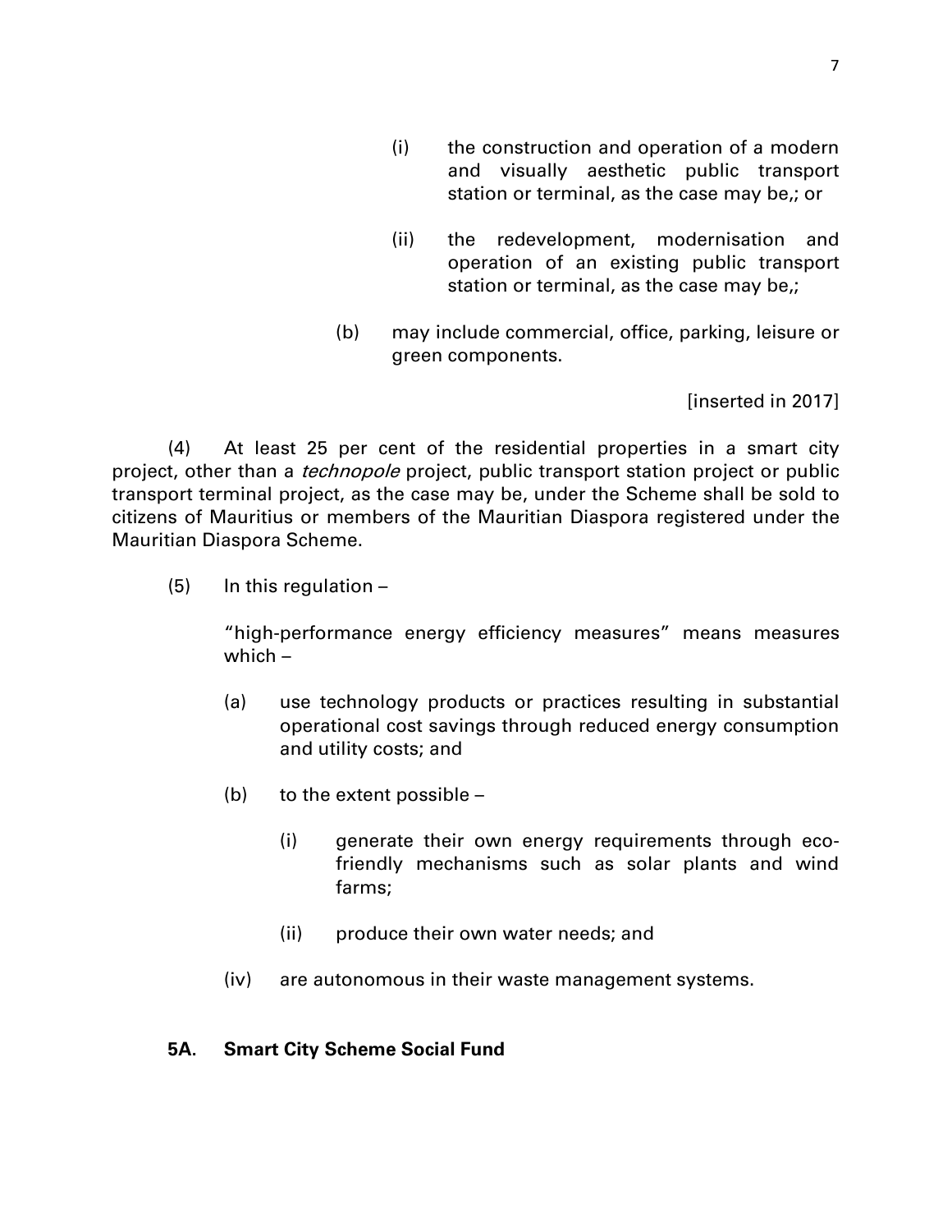(i) the construction and operation of a modern and visually aesthetic public transport station or terminal, as the case may be,; or

(ii) the redevelopment, modernisation and operation of an existing public transport station or terminal, as the case may be,;

(b) may include commercial, office, parking, leisure or green components.

[inserted in 2017]

(4) At least 25 per cent of the residential properties in a smart city project, other than a *technopole* project, public transport station project or public transport terminal project, as the case may be, under the Scheme shall be sold to citizens of Mauritius or members of the Mauritian Diaspora registered under the Mauritian Diaspora Scheme.

(5) In this regulation –

"high-performance energy efficiency measures" means measures which –

(a) use technology products or practices resulting in substantial operational cost savings through reduced energy consumption and utility costs; and

(b) to the extent possible –

(i) generate their own energy requirements through eco-friendly mechanisms such as solar plants and wind farms;

(ii) produce their own water needs; and

(iv) are autonomous in their waste management systems.

**5A. Smart City Scheme Social Fund**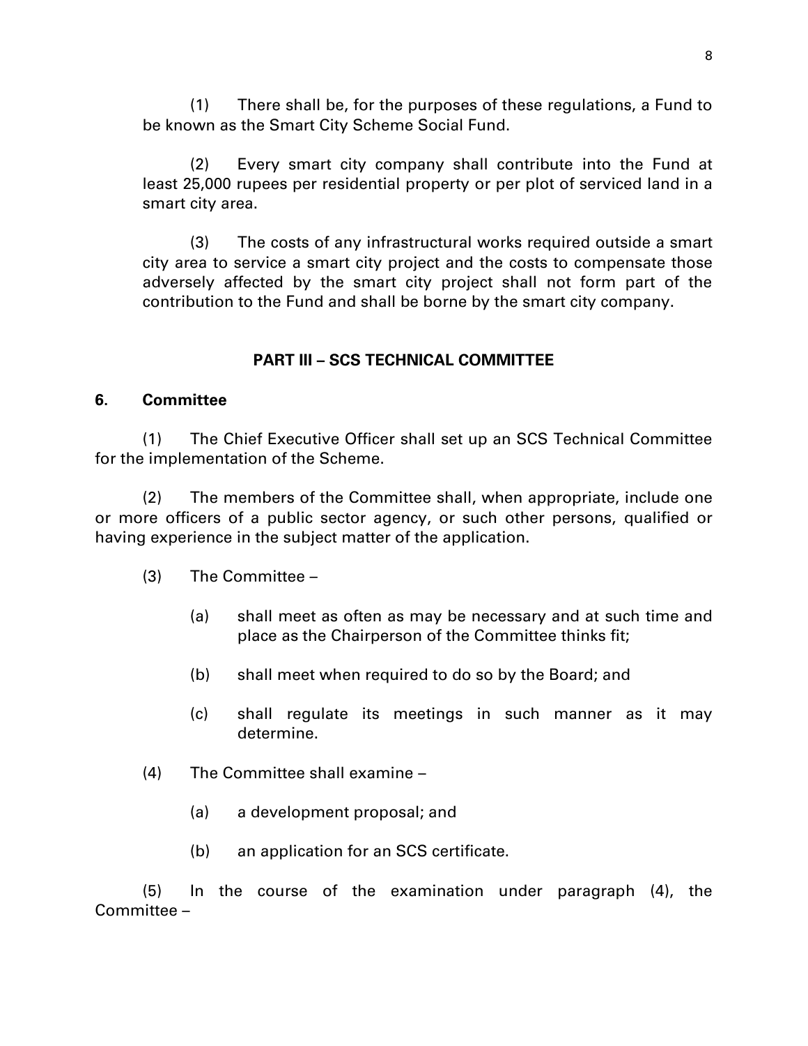(1) There shall be, for the purposes of these regulations, a Fund to be known as the Smart City Scheme Social Fund.

(2) Every smart city company shall contribute into the Fund at least 25,000 rupees per residential property or per plot of serviced land in a smart city area.

(3) The costs of any infrastructural works required outside a smart city area to service a smart city project and the costs to compensate those adversely affected by the smart city project shall not form part of the contribution to the Fund and shall be borne by the smart city company.

## PART III – SCS TECHNICAL COMMITTEE

### 6. Committee

(1) The Chief Executive Officer shall set up an SCS Technical Committee for the implementation of the Scheme.

(2) The members of the Committee shall, when appropriate, include one or more officers of a public sector agency, or such other persons, qualified or having experience in the subject matter of the application.

(3) The Committee –

- (a) shall meet as often as may be necessary and at such time and place as the Chairperson of the Committee thinks fit;
- (b) shall meet when required to do so by the Board; and
- (c) shall regulate its meetings in such manner as it may determine.

(4) The Committee shall examine –

- (a) a development proposal; and
- (b) an application for an SCS certificate.

(5) In the course of the examination under paragraph (4), the Committee –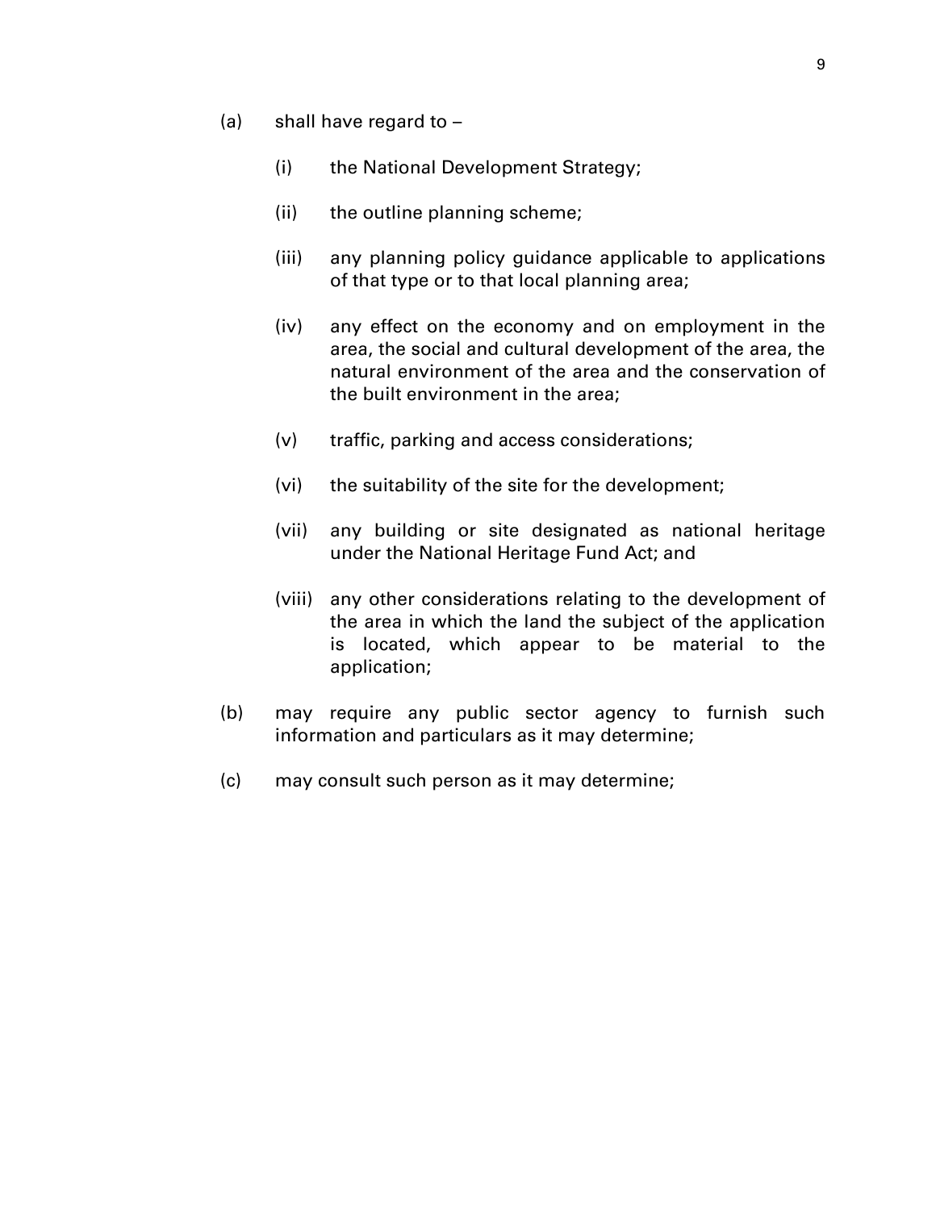(a) shall have regard to –

  (i) the National Development Strategy;

  (ii) the outline planning scheme;

  (iii) any planning policy guidance applicable to applications of that type or to that local planning area;

  (iv) any effect on the economy and on employment in the area, the social and cultural development of the area, the natural environment of the area and the conservation of the built environment in the area;

  (v) traffic, parking and access considerations;

  (vi) the suitability of the site for the development;

  (vii) any building or site designated as national heritage under the National Heritage Fund Act; and

  (viii) any other considerations relating to the development of the area in which the land the subject of the application is located, which appear to be material to the application;

(b) may require any public sector agency to furnish such information and particulars as it may determine;

(c) may consult such person as it may determine;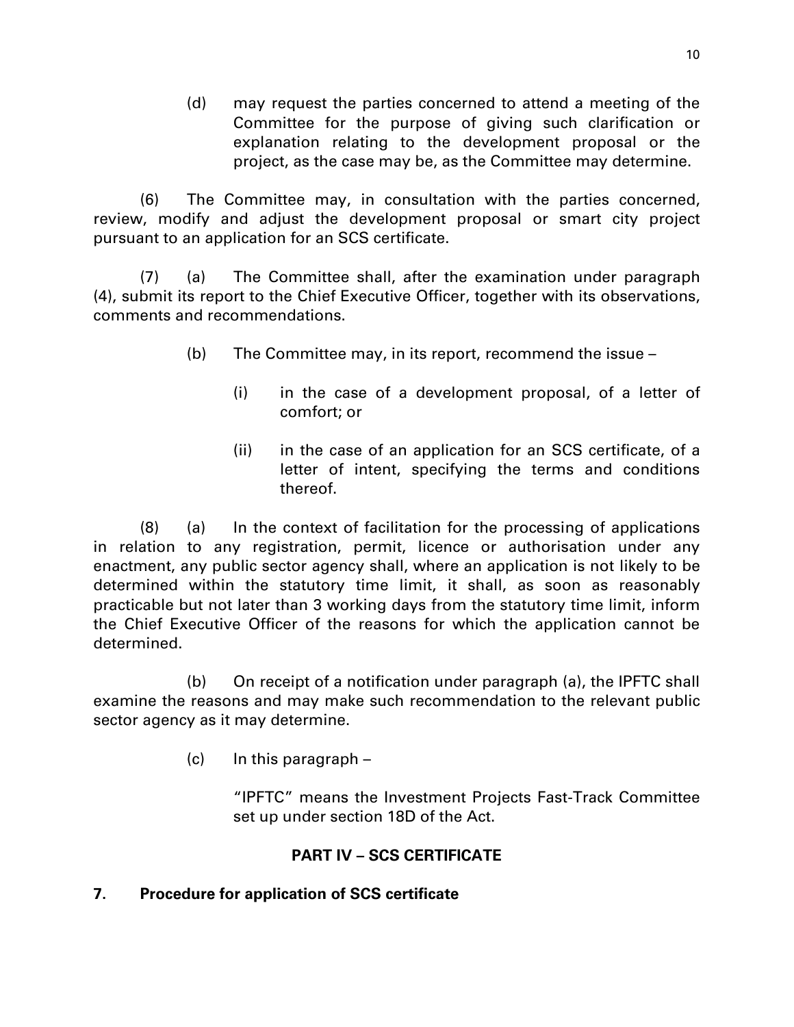(d) may request the parties concerned to attend a meeting of the Committee for the purpose of giving such clarification or explanation relating to the development proposal or the project, as the case may be, as the Committee may determine.

(6) The Committee may, in consultation with the parties concerned, review, modify and adjust the development proposal or smart city project pursuant to an application for an SCS certificate.

(7) (a) The Committee shall, after the examination under paragraph (4), submit its report to the Chief Executive Officer, together with its observations, comments and recommendations.

(b) The Committee may, in its report, recommend the issue –

(i) in the case of a development proposal, of a letter of comfort; or

(ii) in the case of an application for an SCS certificate, of a letter of intent, specifying the terms and conditions thereof.

(8) (a) In the context of facilitation for the processing of applications in relation to any registration, permit, licence or authorisation under any enactment, any public sector agency shall, where an application is not likely to be determined within the statutory time limit, it shall, as soon as reasonably practicable but not later than 3 working days from the statutory time limit, inform the Chief Executive Officer of the reasons for which the application cannot be determined.

(b) On receipt of a notification under paragraph (a), the IPFTC shall examine the reasons and may make such recommendation to the relevant public sector agency as it may determine.

(c) In this paragraph –

"IPFTC" means the Investment Projects Fast-Track Committee set up under section 18D of the Act.

## PART IV – SCS CERTIFICATE

**7. Procedure for application of SCS certificate**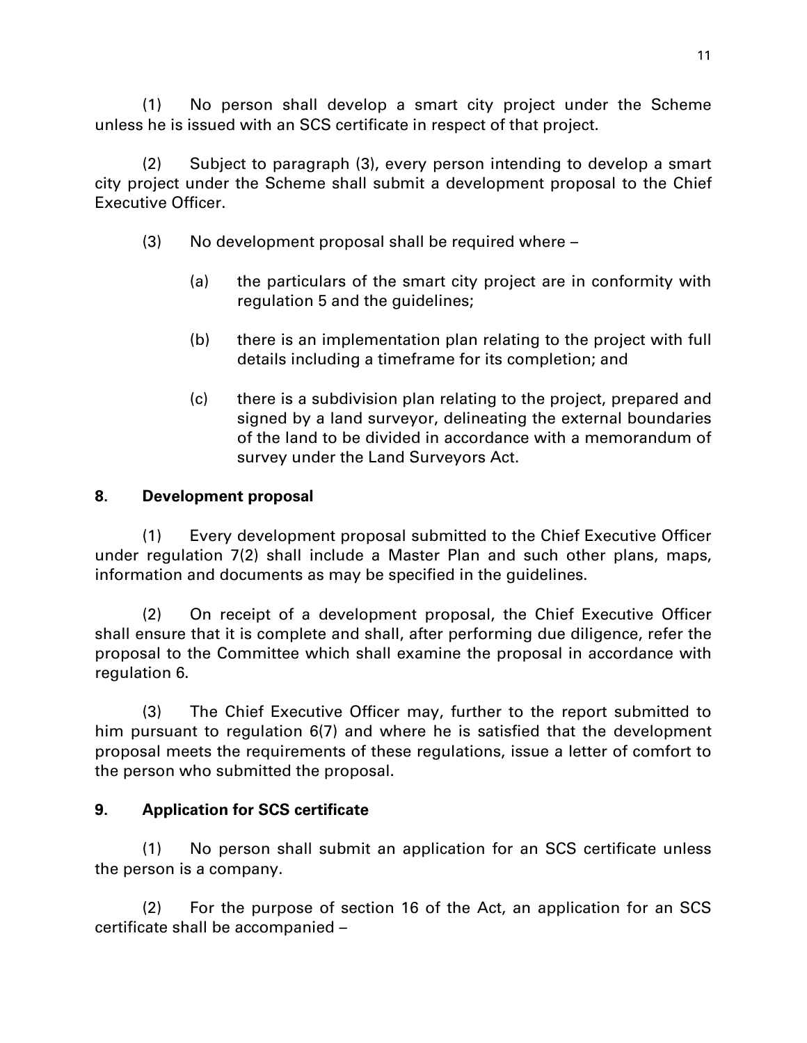(1) No person shall develop a smart city project under the Scheme unless he is issued with an SCS certificate in respect of that project.

(2) Subject to paragraph (3), every person intending to develop a smart city project under the Scheme shall submit a development proposal to the Chief Executive Officer.

(3) No development proposal shall be required where –

(a) the particulars of the smart city project are in conformity with regulation 5 and the guidelines;

(b) there is an implementation plan relating to the project with full details including a timeframe for its completion; and

(c) there is a subdivision plan relating to the project, prepared and signed by a land surveyor, delineating the external boundaries of the land to be divided in accordance with a memorandum of survey under the Land Surveyors Act.

**8. Development proposal**

(1) Every development proposal submitted to the Chief Executive Officer under regulation 7(2) shall include a Master Plan and such other plans, maps, information and documents as may be specified in the guidelines.

(2) On receipt of a development proposal, the Chief Executive Officer shall ensure that it is complete and shall, after performing due diligence, refer the proposal to the Committee which shall examine the proposal in accordance with regulation 6.

(3) The Chief Executive Officer may, further to the report submitted to him pursuant to regulation 6(7) and where he is satisfied that the development proposal meets the requirements of these regulations, issue a letter of comfort to the person who submitted the proposal.

**9. Application for SCS certificate**

(1) No person shall submit an application for an SCS certificate unless the person is a company.

(2) For the purpose of section 16 of the Act, an application for an SCS certificate shall be accompanied –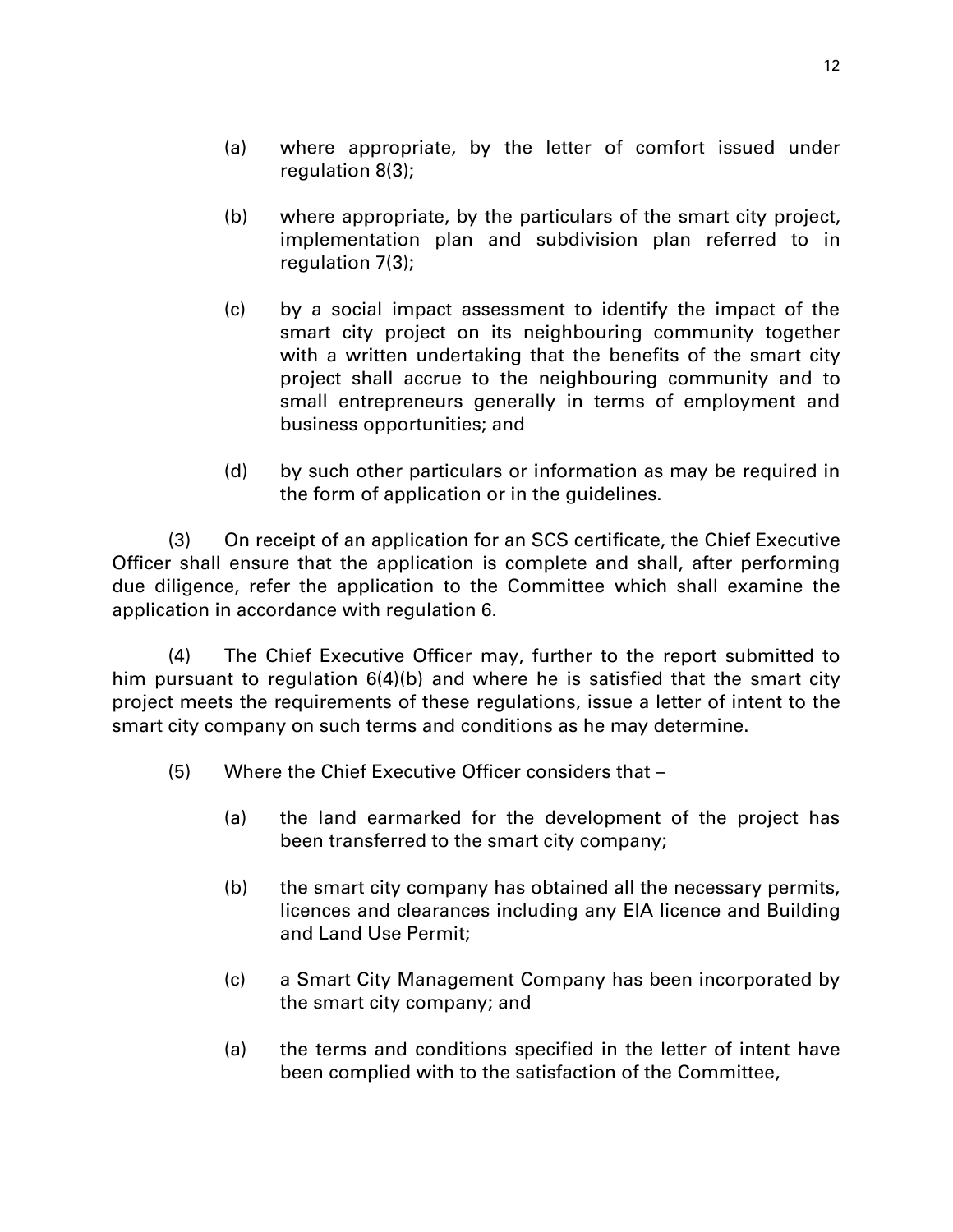(a) where appropriate, by the letter of comfort issued under regulation 8(3);

(b) where appropriate, by the particulars of the smart city project, implementation plan and subdivision plan referred to in regulation 7(3);

(c) by a social impact assessment to identify the impact of the smart city project on its neighbouring community together with a written undertaking that the benefits of the smart city project shall accrue to the neighbouring community and to small entrepreneurs generally in terms of employment and business opportunities; and

(d) by such other particulars or information as may be required in the form of application or in the guidelines.

(3) On receipt of an application for an SCS certificate, the Chief Executive Officer shall ensure that the application is complete and shall, after performing due diligence, refer the application to the Committee which shall examine the application in accordance with regulation 6.

(4) The Chief Executive Officer may, further to the report submitted to him pursuant to regulation 6(4)(b) and where he is satisfied that the smart city project meets the requirements of these regulations, issue a letter of intent to the smart city company on such terms and conditions as he may determine.

(5) Where the Chief Executive Officer considers that –

(a) the land earmarked for the development of the project has been transferred to the smart city company;

(b) the smart city company has obtained all the necessary permits, licences and clearances including any EIA licence and Building and Land Use Permit;

(c) a Smart City Management Company has been incorporated by the smart city company; and

(a) the terms and conditions specified in the letter of intent have been complied with to the satisfaction of the Committee,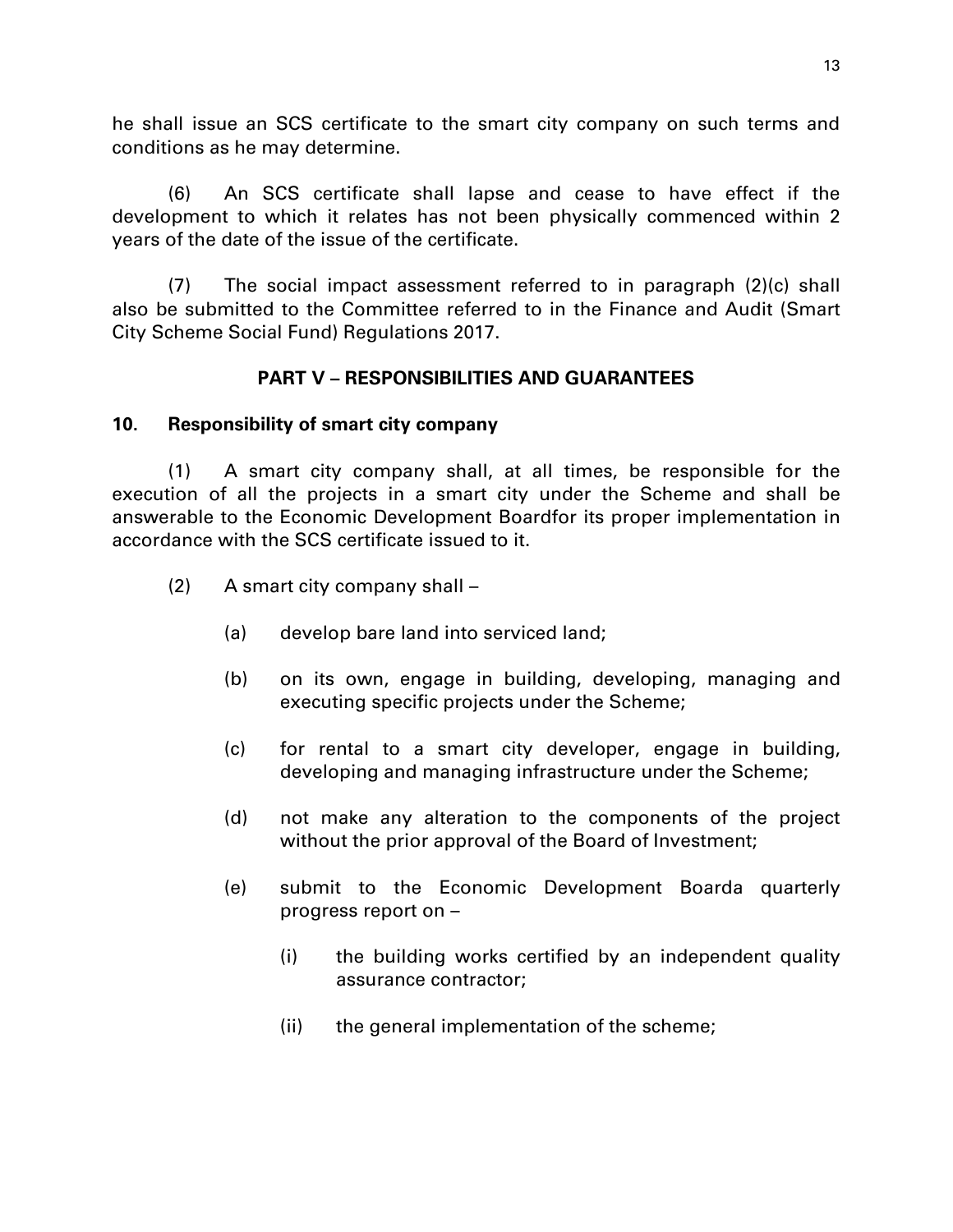he shall issue an SCS certificate to the smart city company on such terms and conditions as he may determine.

(6) An SCS certificate shall lapse and cease to have effect if the development to which it relates has not been physically commenced within 2 years of the date of the issue of the certificate.

(7) The social impact assessment referred to in paragraph (2)(c) shall also be submitted to the Committee referred to in the Finance and Audit (Smart City Scheme Social Fund) Regulations 2017.

**PART V – RESPONSIBILITIES AND GUARANTEES**

**10. Responsibility of smart city company**

(1) A smart city company shall, at all times, be responsible for the execution of all the projects in a smart city under the Scheme and shall be answerable to the Economic Development Boardfor its proper implementation in accordance with the SCS certificate issued to it.

(2) A smart city company shall –

(a) develop bare land into serviced land;

(b) on its own, engage in building, developing, managing and executing specific projects under the Scheme;

(c) for rental to a smart city developer, engage in building, developing and managing infrastructure under the Scheme;

(d) not make any alteration to the components of the project without the prior approval of the Board of Investment;

(e) submit to the Economic Development Boarda quarterly progress report on –

(i) the building works certified by an independent quality assurance contractor;

(ii) the general implementation of the scheme;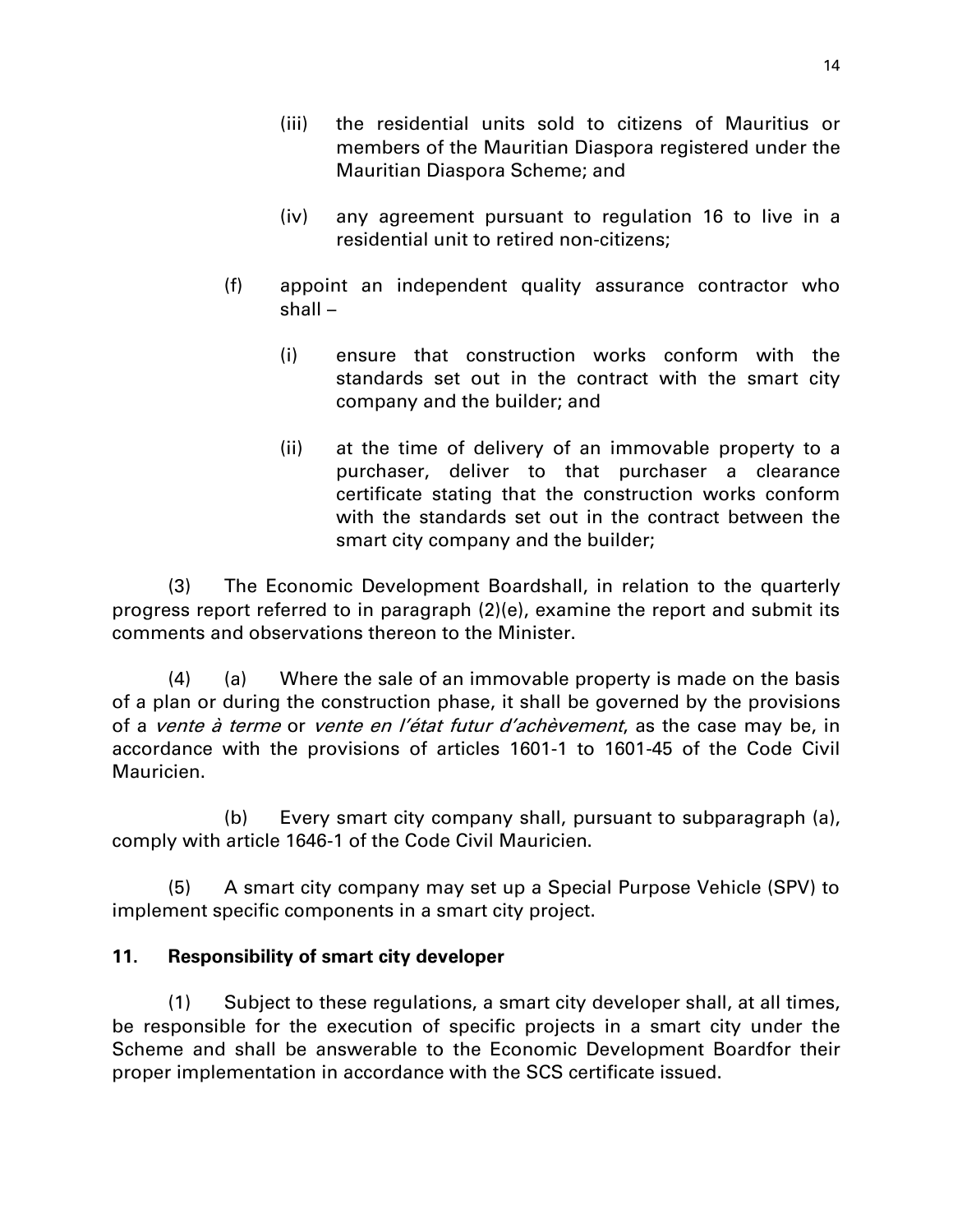(iii) the residential units sold to citizens of Mauritius or members of the Mauritian Diaspora registered under the Mauritian Diaspora Scheme; and

(iv) any agreement pursuant to regulation 16 to live in a residential unit to retired non-citizens;

(f) appoint an independent quality assurance contractor who shall –

(i) ensure that construction works conform with the standards set out in the contract with the smart city company and the builder; and

(ii) at the time of delivery of an immovable property to a purchaser, deliver to that purchaser a clearance certificate stating that the construction works conform with the standards set out in the contract between the smart city company and the builder;

(3) The Economic Development Boardshall, in relation to the quarterly progress report referred to in paragraph (2)(e), examine the report and submit its comments and observations thereon to the Minister.

(4) (a) Where the sale of an immovable property is made on the basis of a plan or during the construction phase, it shall be governed by the provisions of a *vente à terme* or *vente en l'état futur d'achèvement*, as the case may be, in accordance with the provisions of articles 1601-1 to 1601-45 of the Code Civil Mauricien.

(b) Every smart city company shall, pursuant to subparagraph (a), comply with article 1646-1 of the Code Civil Mauricien.

(5) A smart city company may set up a Special Purpose Vehicle (SPV) to implement specific components in a smart city project.

**11. Responsibility of smart city developer**

(1) Subject to these regulations, a smart city developer shall, at all times, be responsible for the execution of specific projects in a smart city under the Scheme and shall be answerable to the Economic Development Boardfor their proper implementation in accordance with the SCS certificate issued.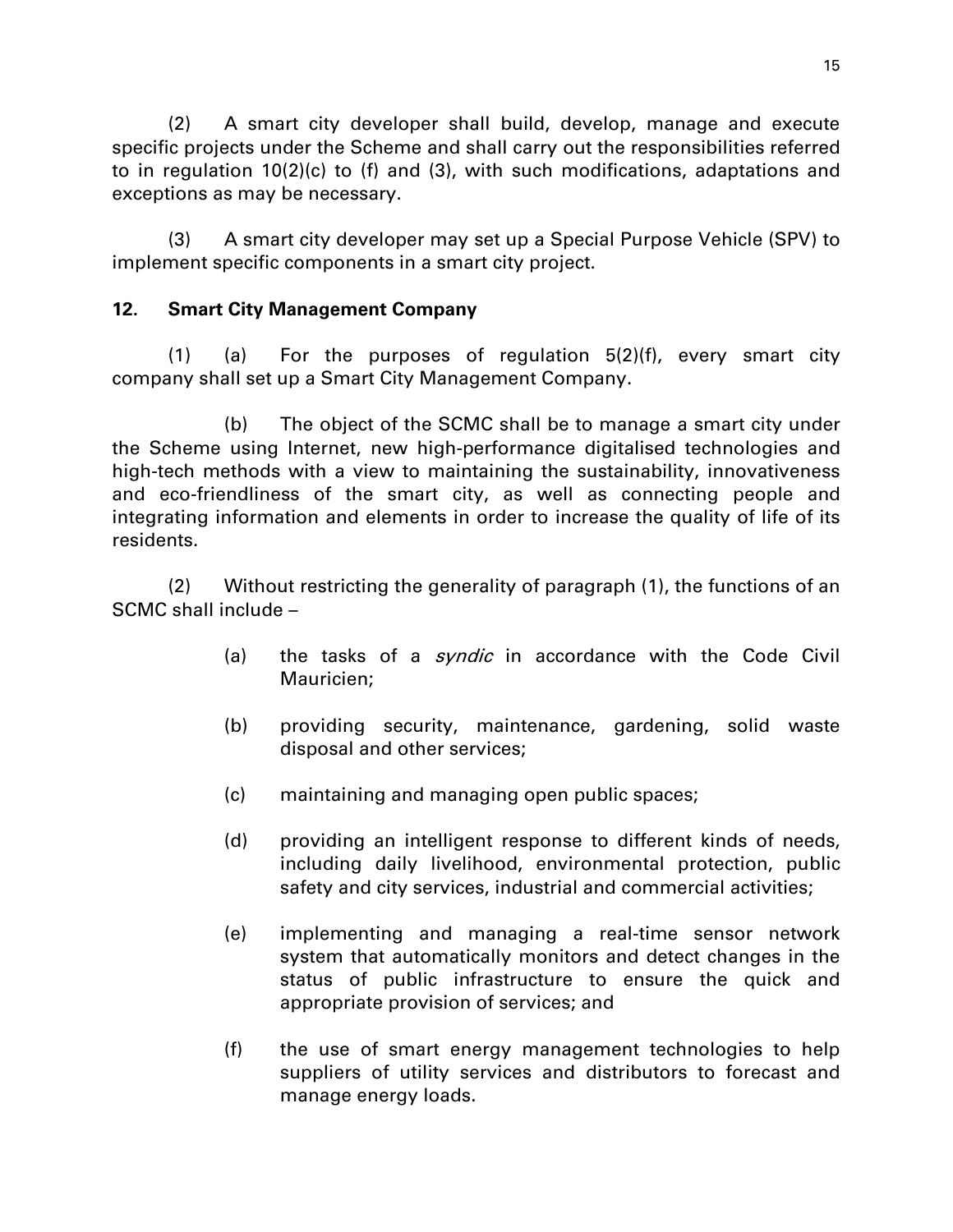(2) A smart city developer shall build, develop, manage and execute specific projects under the Scheme and shall carry out the responsibilities referred to in regulation 10(2)(c) to (f) and (3), with such modifications, adaptations and exceptions as may be necessary.

(3) A smart city developer may set up a Special Purpose Vehicle (SPV) to implement specific components in a smart city project.

**12. Smart City Management Company**

(1) (a) For the purposes of regulation 5(2)(f), every smart city company shall set up a Smart City Management Company.

(b) The object of the SCMC shall be to manage a smart city under the Scheme using Internet, new high-performance digitalised technologies and high-tech methods with a view to maintaining the sustainability, innovativeness and eco-friendliness of the smart city, as well as connecting people and integrating information and elements in order to increase the quality of life of its residents.

(2) Without restricting the generality of paragraph (1), the functions of an SCMC shall include –

(a) the tasks of a *syndic* in accordance with the Code Civil Mauricien;

(b) providing security, maintenance, gardening, solid waste disposal and other services;

(c) maintaining and managing open public spaces;

(d) providing an intelligent response to different kinds of needs, including daily livelihood, environmental protection, public safety and city services, industrial and commercial activities;

(e) implementing and managing a real-time sensor network system that automatically monitors and detect changes in the status of public infrastructure to ensure the quick and appropriate provision of services; and

(f) the use of smart energy management technologies to help suppliers of utility services and distributors to forecast and manage energy loads.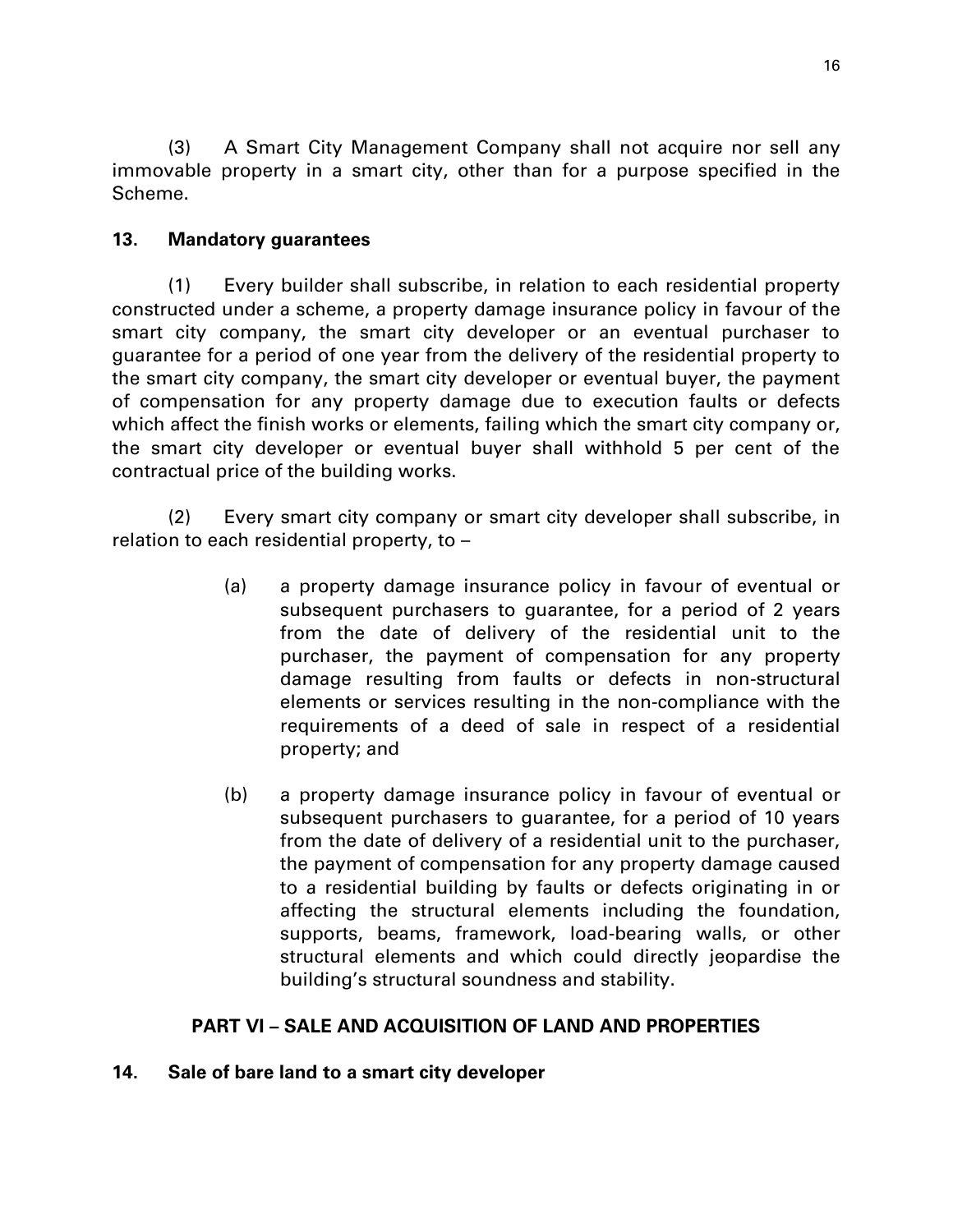(3) A Smart City Management Company shall not acquire nor sell any immovable property in a smart city, other than for a purpose specified in the Scheme.

**13. Mandatory guarantees**

(1) Every builder shall subscribe, in relation to each residential property constructed under a scheme, a property damage insurance policy in favour of the smart city company, the smart city developer or an eventual purchaser to guarantee for a period of one year from the delivery of the residential property to the smart city company, the smart city developer or eventual buyer, the payment of compensation for any property damage due to execution faults or defects which affect the finish works or elements, failing which the smart city company or, the smart city developer or eventual buyer shall withhold 5 per cent of the contractual price of the building works.

(2) Every smart city company or smart city developer shall subscribe, in relation to each residential property, to –

(a) a property damage insurance policy in favour of eventual or subsequent purchasers to guarantee, for a period of 2 years from the date of delivery of the residential unit to the purchaser, the payment of compensation for any property damage resulting from faults or defects in non-structural elements or services resulting in the non-compliance with the requirements of a deed of sale in respect of a residential property; and

(b) a property damage insurance policy in favour of eventual or subsequent purchasers to guarantee, for a period of 10 years from the date of delivery of a residential unit to the purchaser, the payment of compensation for any property damage caused to a residential building by faults or defects originating in or affecting the structural elements including the foundation, supports, beams, framework, load-bearing walls, or other structural elements and which could directly jeopardise the building's structural soundness and stability.

## PART VI – SALE AND ACQUISITION OF LAND AND PROPERTIES

**14. Sale of bare land to a smart city developer**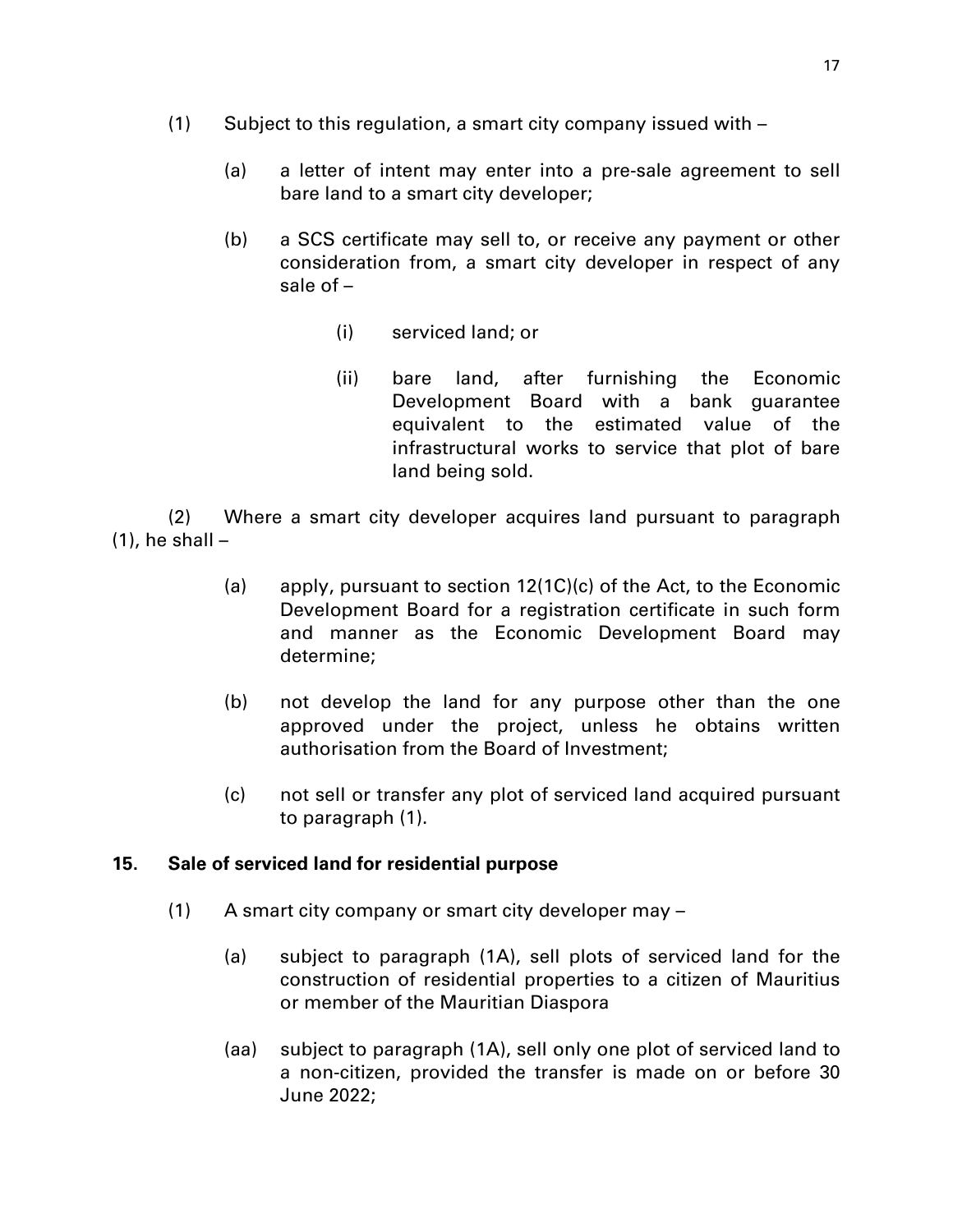(1) Subject to this regulation, a smart city company issued with –

(a) a letter of intent may enter into a pre-sale agreement to sell bare land to a smart city developer;

(b) a SCS certificate may sell to, or receive any payment or other consideration from, a smart city developer in respect of any sale of –

(i) serviced land; or

(ii) bare land, after furnishing the Economic Development Board with a bank guarantee equivalent to the estimated value of the infrastructural works to service that plot of bare land being sold.

(2) Where a smart city developer acquires land pursuant to paragraph (1), he shall –

(a) apply, pursuant to section 12(1C)(c) of the Act, to the Economic Development Board for a registration certificate in such form and manner as the Economic Development Board may determine;

(b) not develop the land for any purpose other than the one approved under the project, unless he obtains written authorisation from the Board of Investment;

(c) not sell or transfer any plot of serviced land acquired pursuant to paragraph (1).

**15. Sale of serviced land for residential purpose**

(1) A smart city company or smart city developer may –

(a) subject to paragraph (1A), sell plots of serviced land for the construction of residential properties to a citizen of Mauritius or member of the Mauritian Diaspora

(aa) subject to paragraph (1A), sell only one plot of serviced land to a non-citizen, provided the transfer is made on or before 30 June 2022;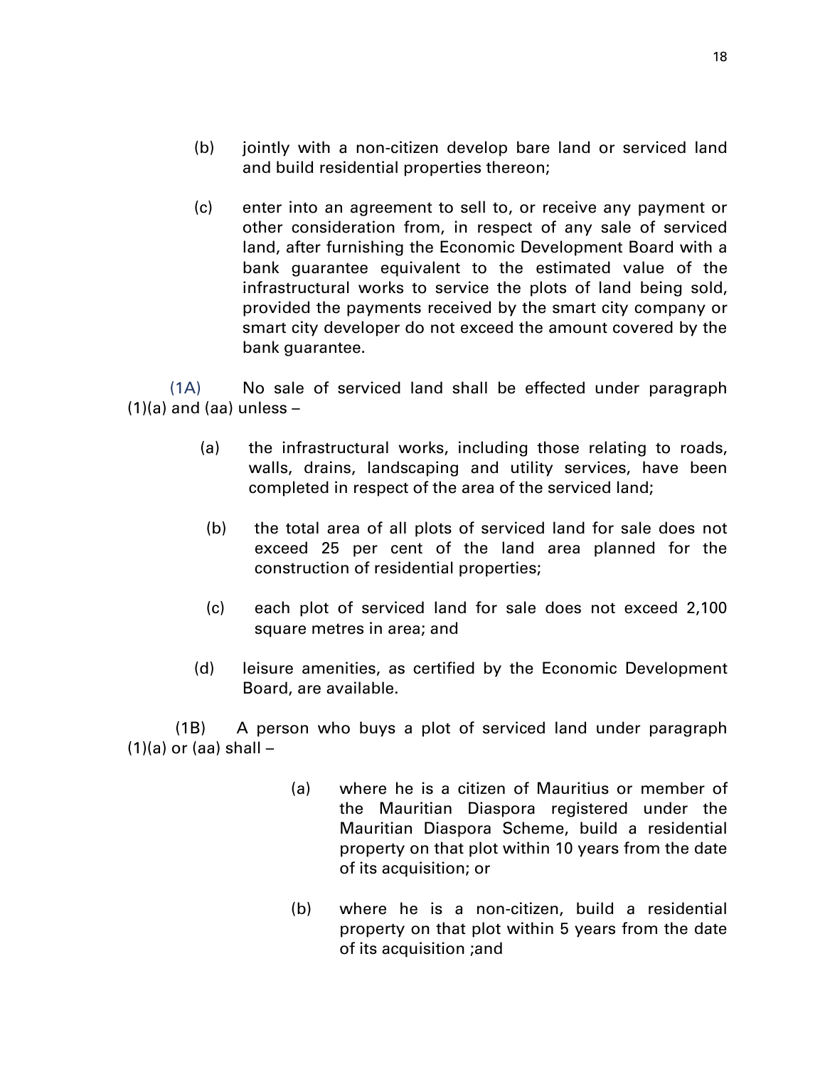(b) jointly with a non-citizen develop bare land or serviced land and build residential properties thereon;

(c) enter into an agreement to sell to, or receive any payment or other consideration from, in respect of any sale of serviced land, after furnishing the Economic Development Board with a bank guarantee equivalent to the estimated value of the infrastructural works to service the plots of land being sold, provided the payments received by the smart city company or smart city developer do not exceed the amount covered by the bank guarantee.

(1A) No sale of serviced land shall be effected under paragraph (1)(a) and (aa) unless –

(a) the infrastructural works, including those relating to roads, walls, drains, landscaping and utility services, have been completed in respect of the area of the serviced land;

(b) the total area of all plots of serviced land for sale does not exceed 25 per cent of the land area planned for the construction of residential properties;

(c) each plot of serviced land for sale does not exceed 2,100 square metres in area; and

(d) leisure amenities, as certified by the Economic Development Board, are available.

(1B) A person who buys a plot of serviced land under paragraph (1)(a) or (aa) shall –

(a) where he is a citizen of Mauritius or member of the Mauritian Diaspora registered under the Mauritian Diaspora Scheme, build a residential property on that plot within 10 years from the date of its acquisition; or

(b) where he is a non-citizen, build a residential property on that plot within 5 years from the date of its acquisition ;and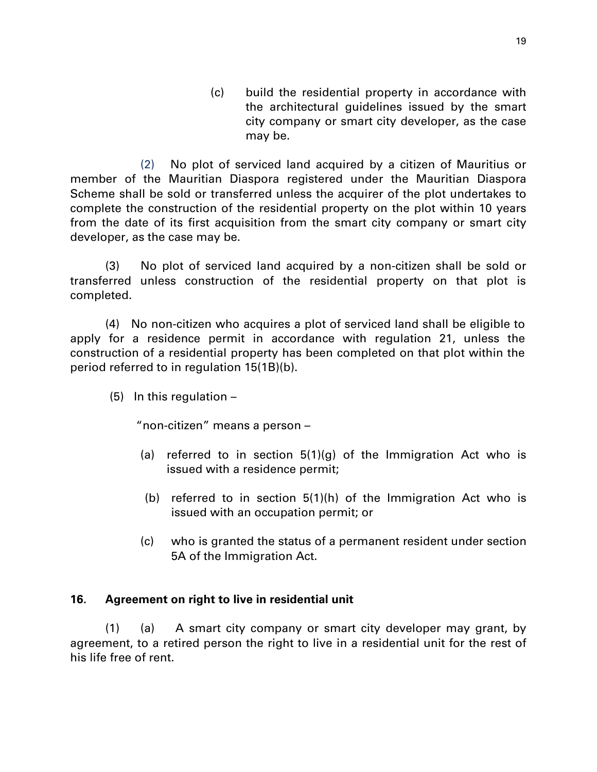(c) build the residential property in accordance with the architectural guidelines issued by the smart city company or smart city developer, as the case may be.

(2) No plot of serviced land acquired by a citizen of Mauritius or member of the Mauritian Diaspora registered under the Mauritian Diaspora Scheme shall be sold or transferred unless the acquirer of the plot undertakes to complete the construction of the residential property on the plot within 10 years from the date of its first acquisition from the smart city company or smart city developer, as the case may be.

(3) No plot of serviced land acquired by a non-citizen shall be sold or transferred unless construction of the residential property on that plot is completed.

(4) No non-citizen who acquires a plot of serviced land shall be eligible to apply for a residence permit in accordance with regulation 21, unless the construction of a residential property has been completed on that plot within the period referred to in regulation 15(1B)(b).

(5) In this regulation –

"non-citizen" means a person –

(a) referred to in section 5(1)(g) of the Immigration Act who is issued with a residence permit;

(b) referred to in section 5(1)(h) of the Immigration Act who is issued with an occupation permit; or

(c) who is granted the status of a permanent resident under section 5A of the Immigration Act.

**16. Agreement on right to live in residential unit**

(1) (a) A smart city company or smart city developer may grant, by agreement, to a retired person the right to live in a residential unit for the rest of his life free of rent.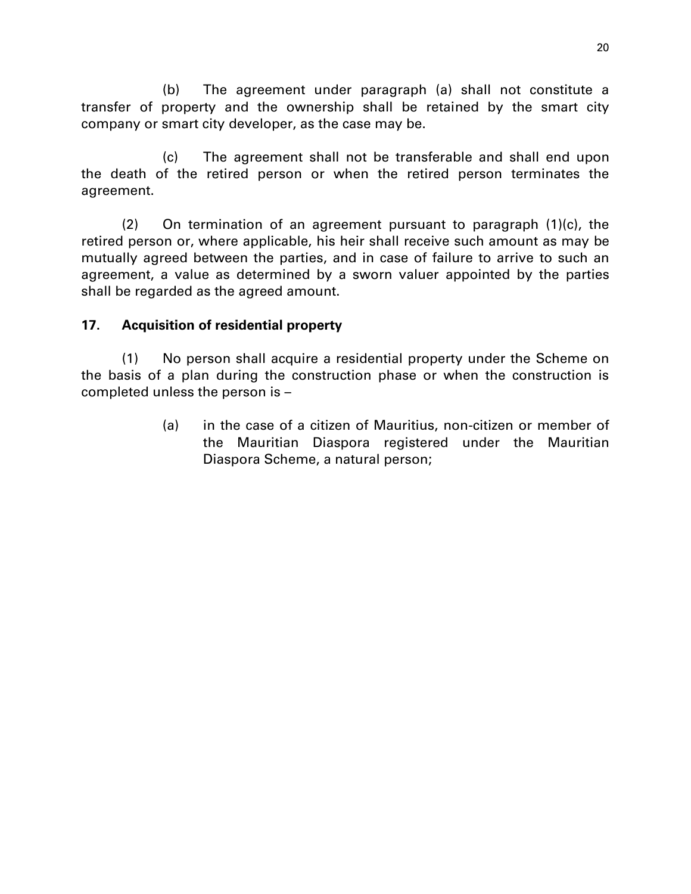(b) The agreement under paragraph (a) shall not constitute a transfer of property and the ownership shall be retained by the smart city company or smart city developer, as the case may be.

(c) The agreement shall not be transferable and shall end upon the death of the retired person or when the retired person terminates the agreement.

(2) On termination of an agreement pursuant to paragraph (1)(c), the retired person or, where applicable, his heir shall receive such amount as may be mutually agreed between the parties, and in case of failure to arrive to such an agreement, a value as determined by a sworn valuer appointed by the parties shall be regarded as the agreed amount.

**17. Acquisition of residential property**

(1) No person shall acquire a residential property under the Scheme on the basis of a plan during the construction phase or when the construction is completed unless the person is –

(a) in the case of a citizen of Mauritius, non-citizen or member of the Mauritian Diaspora registered under the Mauritian Diaspora Scheme, a natural person;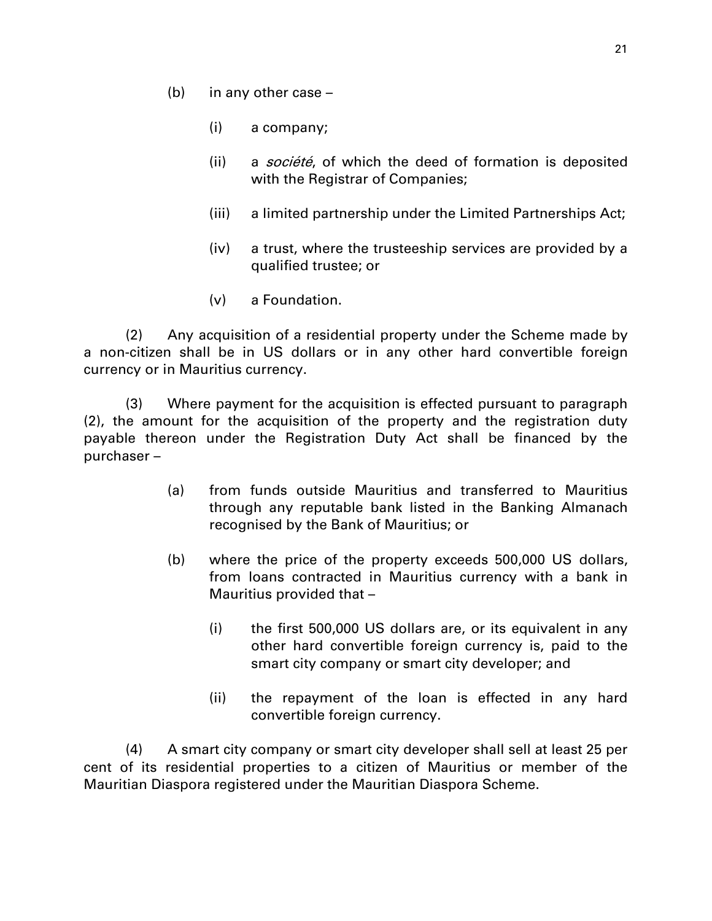(b) in any other case –

(i) a company;

(ii) a *société*, of which the deed of formation is deposited with the Registrar of Companies;

(iii) a limited partnership under the Limited Partnerships Act;

(iv) a trust, where the trusteeship services are provided by a qualified trustee; or

(v) a Foundation.

(2) Any acquisition of a residential property under the Scheme made by a non-citizen shall be in US dollars or in any other hard convertible foreign currency or in Mauritius currency.

(3) Where payment for the acquisition is effected pursuant to paragraph (2), the amount for the acquisition of the property and the registration duty payable thereon under the Registration Duty Act shall be financed by the purchaser –

(a) from funds outside Mauritius and transferred to Mauritius through any reputable bank listed in the Banking Almanach recognised by the Bank of Mauritius; or

(b) where the price of the property exceeds 500,000 US dollars, from loans contracted in Mauritius currency with a bank in Mauritius provided that –

(i) the first 500,000 US dollars are, or its equivalent in any other hard convertible foreign currency is, paid to the smart city company or smart city developer; and

(ii) the repayment of the loan is effected in any hard convertible foreign currency.

(4) A smart city company or smart city developer shall sell at least 25 per cent of its residential properties to a citizen of Mauritius or member of the Mauritian Diaspora registered under the Mauritian Diaspora Scheme.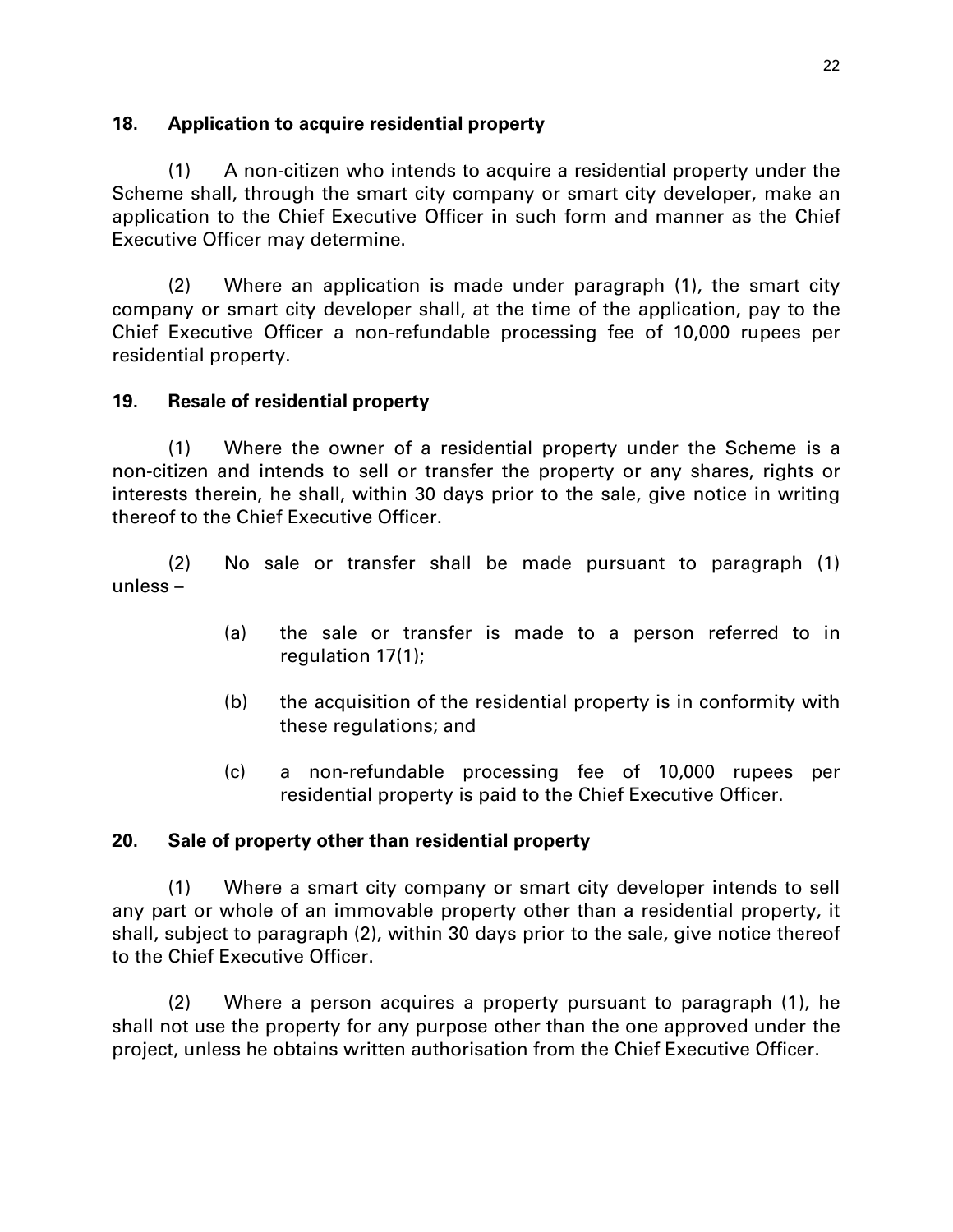**18. Application to acquire residential property**

(1) A non-citizen who intends to acquire a residential property under the Scheme shall, through the smart city company or smart city developer, make an application to the Chief Executive Officer in such form and manner as the Chief Executive Officer may determine.

(2) Where an application is made under paragraph (1), the smart city company or smart city developer shall, at the time of the application, pay to the Chief Executive Officer a non-refundable processing fee of 10,000 rupees per residential property.

**19. Resale of residential property**

(1) Where the owner of a residential property under the Scheme is a non-citizen and intends to sell or transfer the property or any shares, rights or interests therein, he shall, within 30 days prior to the sale, give notice in writing thereof to the Chief Executive Officer.

(2) No sale or transfer shall be made pursuant to paragraph (1) unless –

- (a) the sale or transfer is made to a person referred to in regulation 17(1);
- (b) the acquisition of the residential property is in conformity with these regulations; and
- (c) a non-refundable processing fee of 10,000 rupees per residential property is paid to the Chief Executive Officer.

**20. Sale of property other than residential property**

(1) Where a smart city company or smart city developer intends to sell any part or whole of an immovable property other than a residential property, it shall, subject to paragraph (2), within 30 days prior to the sale, give notice thereof to the Chief Executive Officer.

(2) Where a person acquires a property pursuant to paragraph (1), he shall not use the property for any purpose other than the one approved under the project, unless he obtains written authorisation from the Chief Executive Officer.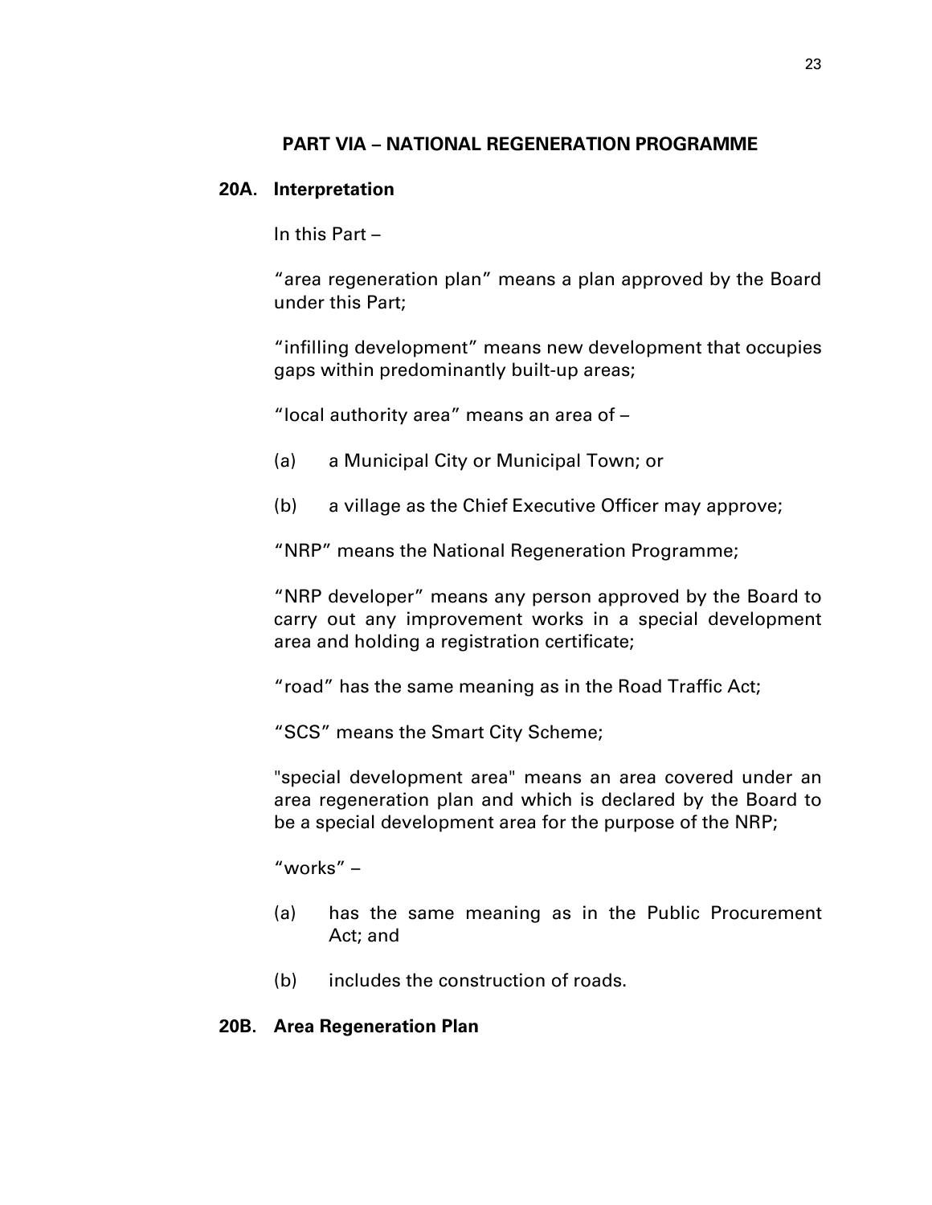## PART VIA – NATIONAL REGENERATION PROGRAMME

**20A. Interpretation**

In this Part –

"area regeneration plan" means a plan approved by the Board under this Part;

"infilling development" means new development that occupies gaps within predominantly built-up areas;

"local authority area" means an area of –

(a) a Municipal City or Municipal Town; or

(b) a village as the Chief Executive Officer may approve;

"NRP" means the National Regeneration Programme;

"NRP developer" means any person approved by the Board to carry out any improvement works in a special development area and holding a registration certificate;

"road" has the same meaning as in the Road Traffic Act;

"SCS" means the Smart City Scheme;

"special development area" means an area covered under an area regeneration plan and which is declared by the Board to be a special development area for the purpose of the NRP;

"works" –

(a) has the same meaning as in the Public Procurement Act; and

(b) includes the construction of roads.

**20B. Area Regeneration Plan**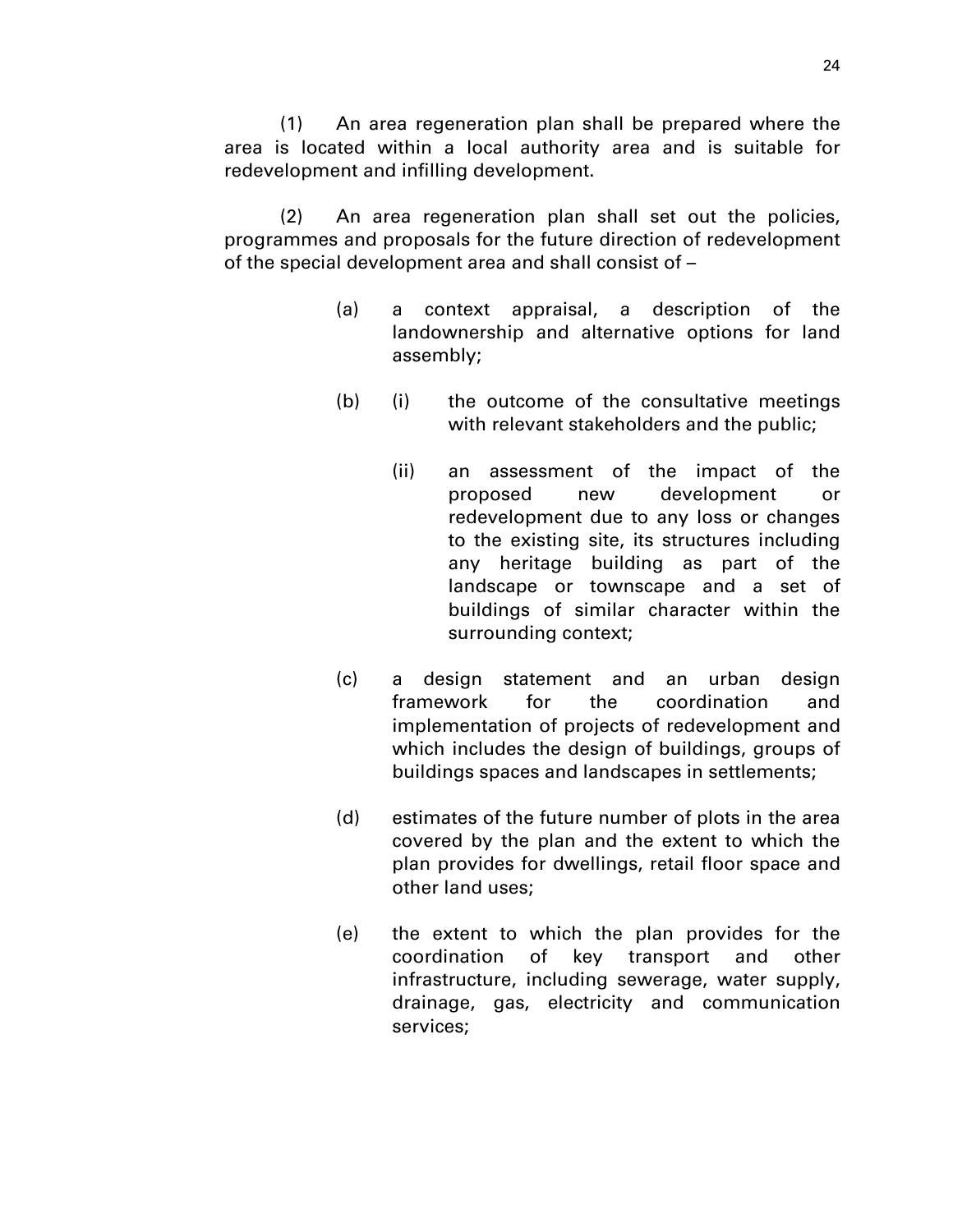(1) An area regeneration plan shall be prepared where the area is located within a local authority area and is suitable for redevelopment and infilling development.

(2) An area regeneration plan shall set out the policies, programmes and proposals for the future direction of redevelopment of the special development area and shall consist of –

(a) a context appraisal, a description of the landownership and alternative options for land assembly;

(b) (i) the outcome of the consultative meetings with relevant stakeholders and the public;

(ii) an assessment of the impact of the proposed new development or redevelopment due to any loss or changes to the existing site, its structures including any heritage building as part of the landscape or townscape and a set of buildings of similar character within the surrounding context;

(c) a design statement and an urban design framework for the coordination and implementation of projects of redevelopment and which includes the design of buildings, groups of buildings spaces and landscapes in settlements;

(d) estimates of the future number of plots in the area covered by the plan and the extent to which the plan provides for dwellings, retail floor space and other land uses;

(e) the extent to which the plan provides for the coordination of key transport and other infrastructure, including sewerage, water supply, drainage, gas, electricity and communication services;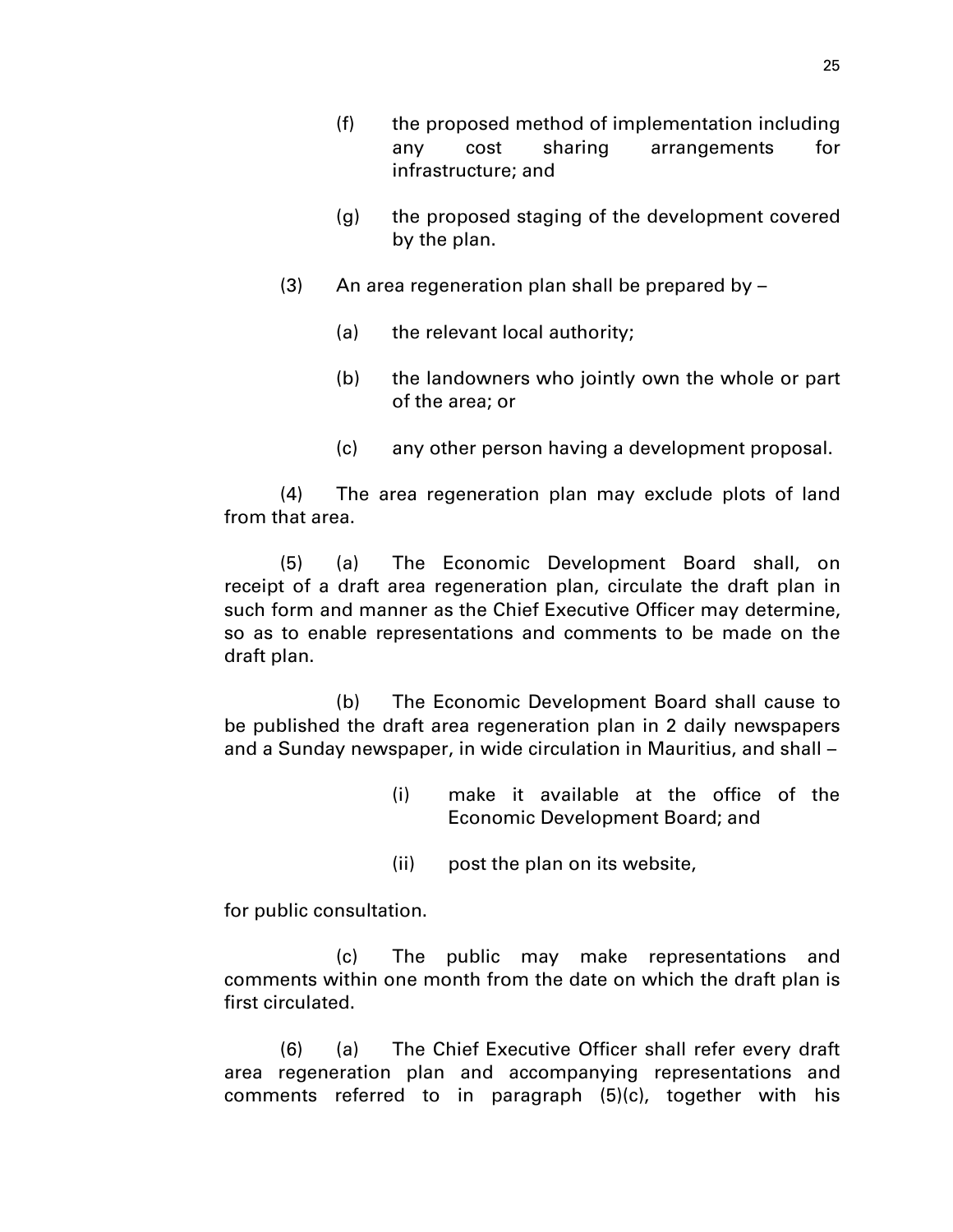(f) the proposed method of implementation including any cost sharing arrangements for infrastructure; and

(g) the proposed staging of the development covered by the plan.

(3) An area regeneration plan shall be prepared by –

(a) the relevant local authority;

(b) the landowners who jointly own the whole or part of the area; or

(c) any other person having a development proposal.

(4) The area regeneration plan may exclude plots of land from that area.

(5) (a) The Economic Development Board shall, on receipt of a draft area regeneration plan, circulate the draft plan in such form and manner as the Chief Executive Officer may determine, so as to enable representations and comments to be made on the draft plan.

(b) The Economic Development Board shall cause to be published the draft area regeneration plan in 2 daily newspapers and a Sunday newspaper, in wide circulation in Mauritius, and shall –

(i) make it available at the office of the Economic Development Board; and

(ii) post the plan on its website,

for public consultation.

(c) The public may make representations and comments within one month from the date on which the draft plan is first circulated.

(6) (a) The Chief Executive Officer shall refer every draft area regeneration plan and accompanying representations and comments referred to in paragraph (5)(c), together with his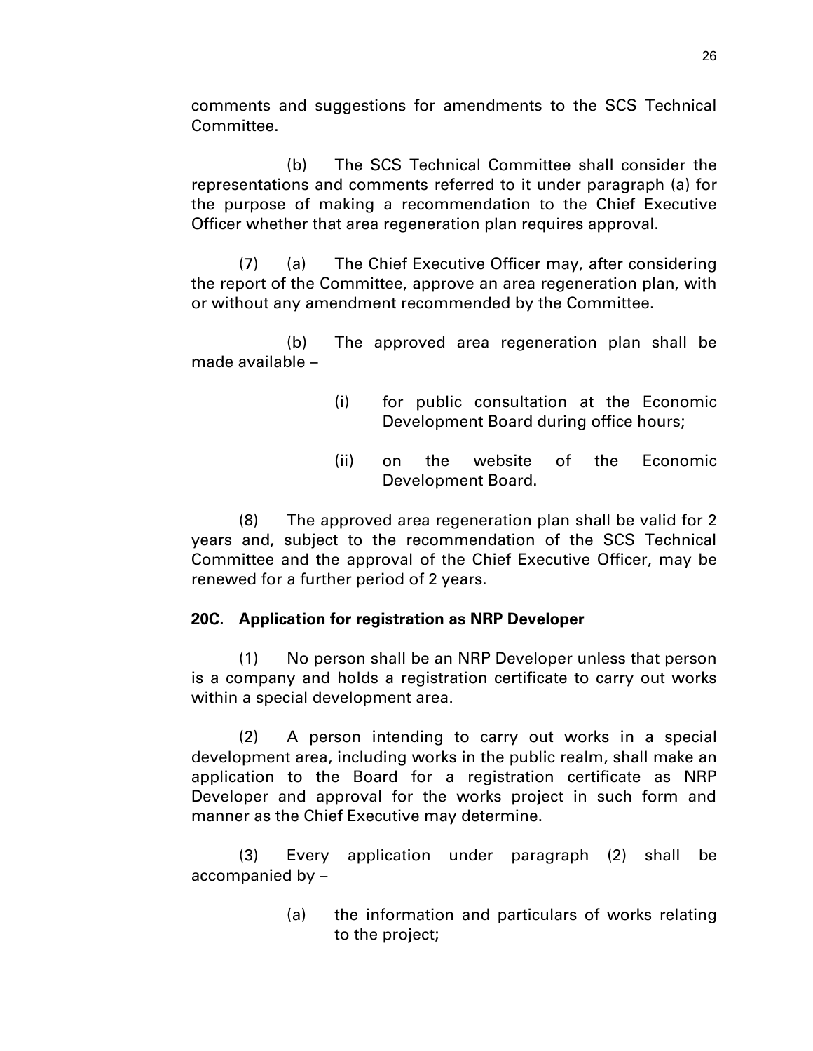comments and suggestions for amendments to the SCS Technical Committee.

(b) The SCS Technical Committee shall consider the representations and comments referred to it under paragraph (a) for the purpose of making a recommendation to the Chief Executive Officer whether that area regeneration plan requires approval.

(7) (a) The Chief Executive Officer may, after considering the report of the Committee, approve an area regeneration plan, with or without any amendment recommended by the Committee.

(b) The approved area regeneration plan shall be made available –

(i) for public consultation at the Economic Development Board during office hours;

(ii) on the website of the Economic Development Board.

(8) The approved area regeneration plan shall be valid for 2 years and, subject to the recommendation of the SCS Technical Committee and the approval of the Chief Executive Officer, may be renewed for a further period of 2 years.

**20C. Application for registration as NRP Developer**

(1) No person shall be an NRP Developer unless that person is a company and holds a registration certificate to carry out works within a special development area.

(2) A person intending to carry out works in a special development area, including works in the public realm, shall make an application to the Board for a registration certificate as NRP Developer and approval for the works project in such form and manner as the Chief Executive may determine.

(3) Every application under paragraph (2) shall be accompanied by –

(a) the information and particulars of works relating to the project;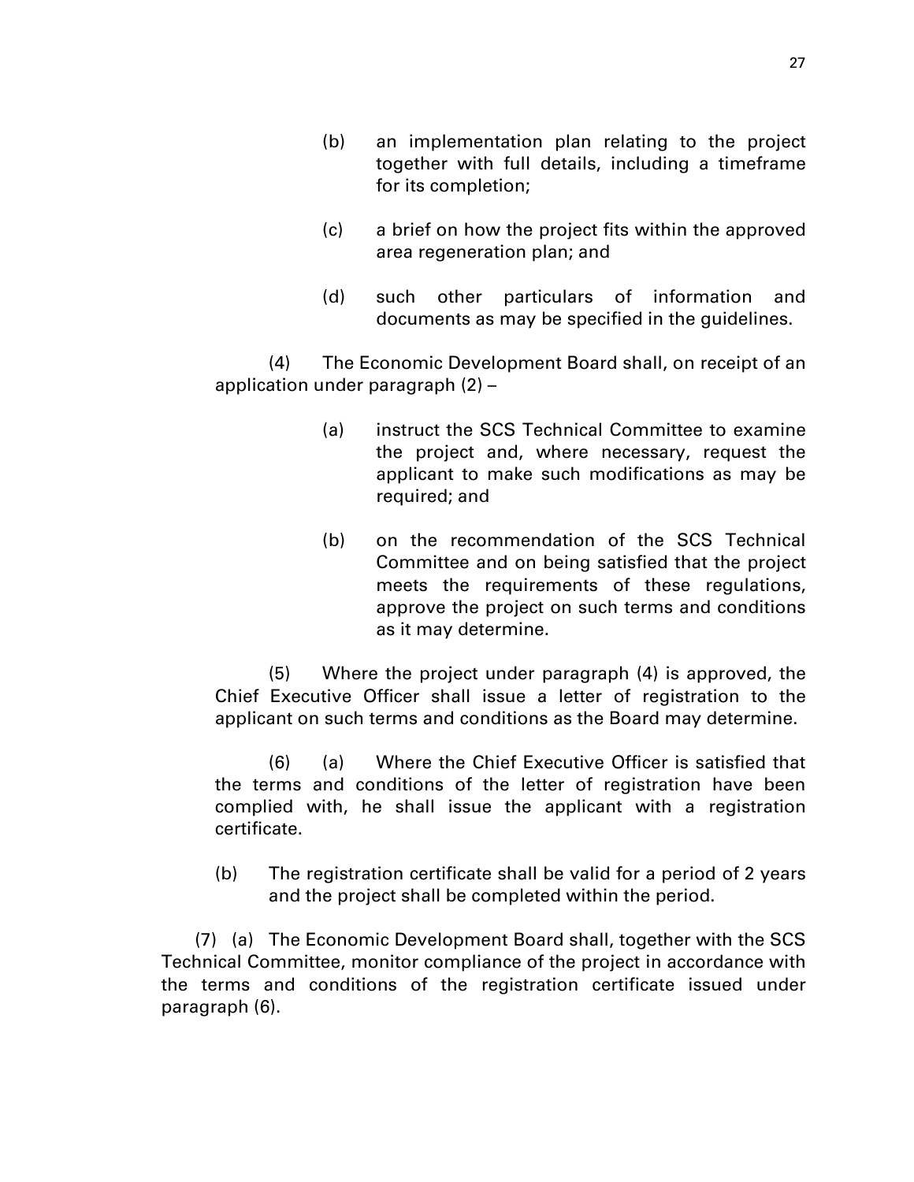(b) an implementation plan relating to the project together with full details, including a timeframe for its completion;

(c) a brief on how the project fits within the approved area regeneration plan; and

(d) such other particulars of information and documents as may be specified in the guidelines.

(4) The Economic Development Board shall, on receipt of an application under paragraph (2) –

(a) instruct the SCS Technical Committee to examine the project and, where necessary, request the applicant to make such modifications as may be required; and

(b) on the recommendation of the SCS Technical Committee and on being satisfied that the project meets the requirements of these regulations, approve the project on such terms and conditions as it may determine.

(5) Where the project under paragraph (4) is approved, the Chief Executive Officer shall issue a letter of registration to the applicant on such terms and conditions as the Board may determine.

(6) (a) Where the Chief Executive Officer is satisfied that the terms and conditions of the letter of registration have been complied with, he shall issue the applicant with a registration certificate.

(b) The registration certificate shall be valid for a period of 2 years and the project shall be completed within the period.

(7) (a) The Economic Development Board shall, together with the SCS Technical Committee, monitor compliance of the project in accordance with the terms and conditions of the registration certificate issued under paragraph (6).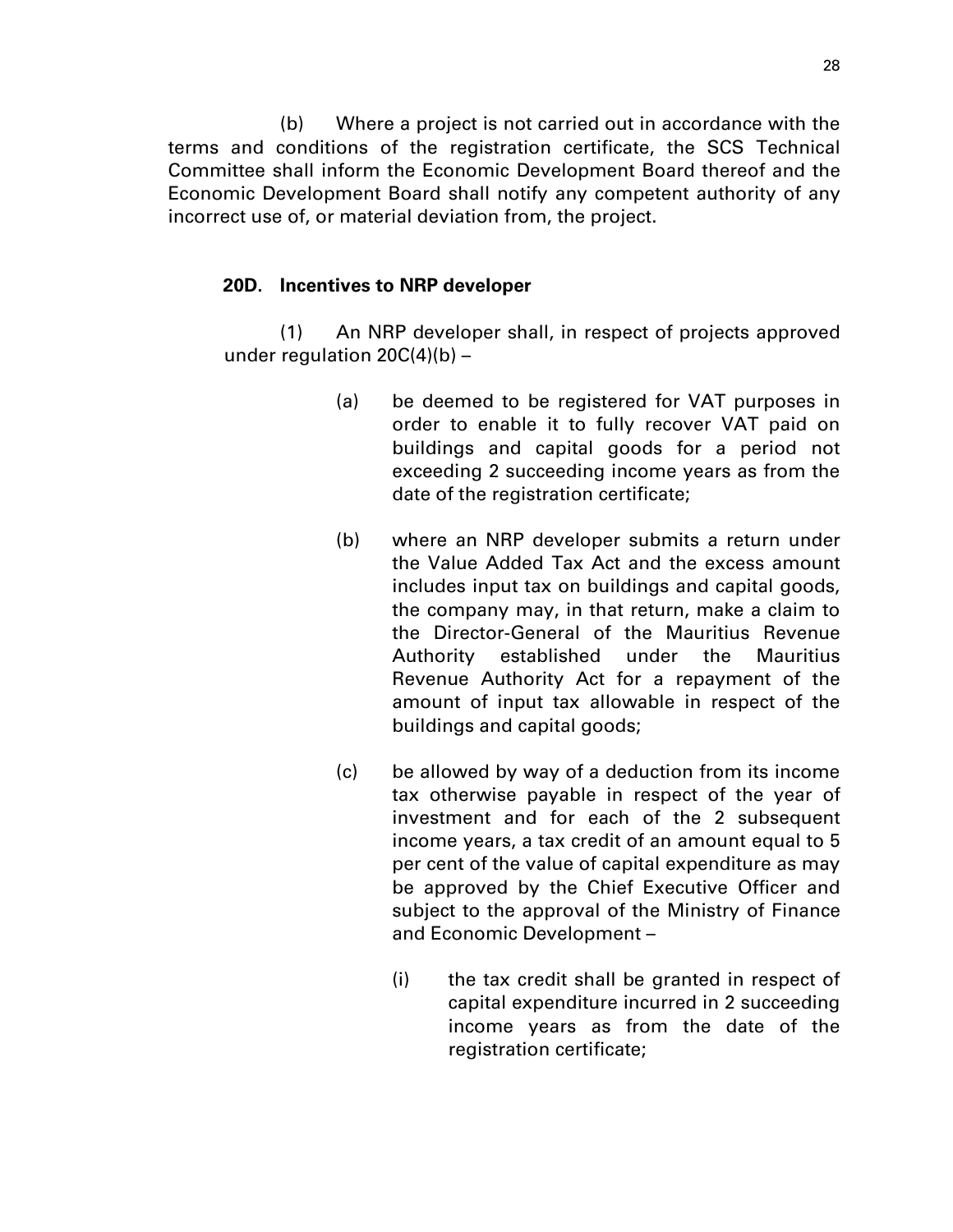(b) Where a project is not carried out in accordance with the terms and conditions of the registration certificate, the SCS Technical Committee shall inform the Economic Development Board thereof and the Economic Development Board shall notify any competent authority of any incorrect use of, or material deviation from, the project.

**20D. Incentives to NRP developer**

(1) An NRP developer shall, in respect of projects approved under regulation 20C(4)(b) –

(a) be deemed to be registered for VAT purposes in order to enable it to fully recover VAT paid on buildings and capital goods for a period not exceeding 2 succeeding income years as from the date of the registration certificate;

(b) where an NRP developer submits a return under the Value Added Tax Act and the excess amount includes input tax on buildings and capital goods, the company may, in that return, make a claim to the Director-General of the Mauritius Revenue Authority established under the Mauritius Revenue Authority Act for a repayment of the amount of input tax allowable in respect of the buildings and capital goods;

(c) be allowed by way of a deduction from its income tax otherwise payable in respect of the year of investment and for each of the 2 subsequent income years, a tax credit of an amount equal to 5 per cent of the value of capital expenditure as may be approved by the Chief Executive Officer and subject to the approval of the Ministry of Finance and Economic Development –

(i) the tax credit shall be granted in respect of capital expenditure incurred in 2 succeeding income years as from the date of the registration certificate;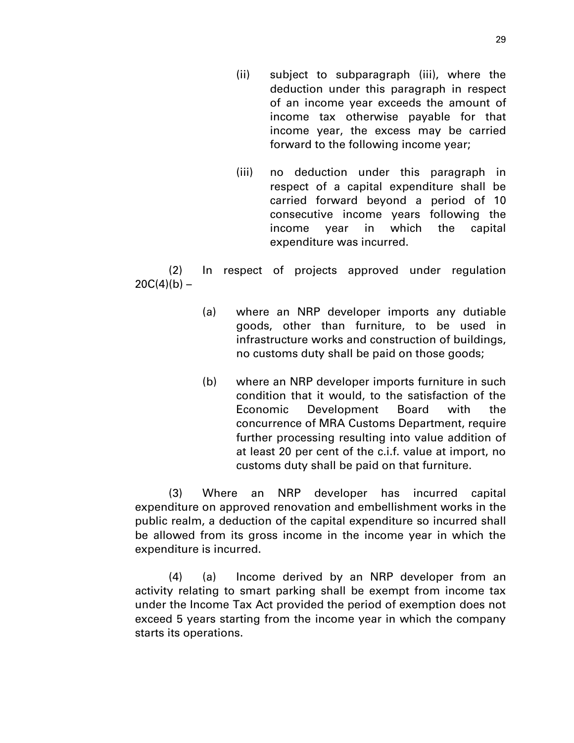(ii) subject to subparagraph (iii), where the deduction under this paragraph in respect of an income year exceeds the amount of income tax otherwise payable for that income year, the excess may be carried forward to the following income year;

(iii) no deduction under this paragraph in respect of a capital expenditure shall be carried forward beyond a period of 10 consecutive income years following the income year in which the capital expenditure was incurred.

(2) In respect of projects approved under regulation 20C(4)(b) –

(a) where an NRP developer imports any dutiable goods, other than furniture, to be used in infrastructure works and construction of buildings, no customs duty shall be paid on those goods;

(b) where an NRP developer imports furniture in such condition that it would, to the satisfaction of the Economic Development Board with the concurrence of MRA Customs Department, require further processing resulting into value addition of at least 20 per cent of the c.i.f. value at import, no customs duty shall be paid on that furniture.

(3) Where an NRP developer has incurred capital expenditure on approved renovation and embellishment works in the public realm, a deduction of the capital expenditure so incurred shall be allowed from its gross income in the income year in which the expenditure is incurred.

(4) (a) Income derived by an NRP developer from an activity relating to smart parking shall be exempt from income tax under the Income Tax Act provided the period of exemption does not exceed 5 years starting from the income year in which the company starts its operations.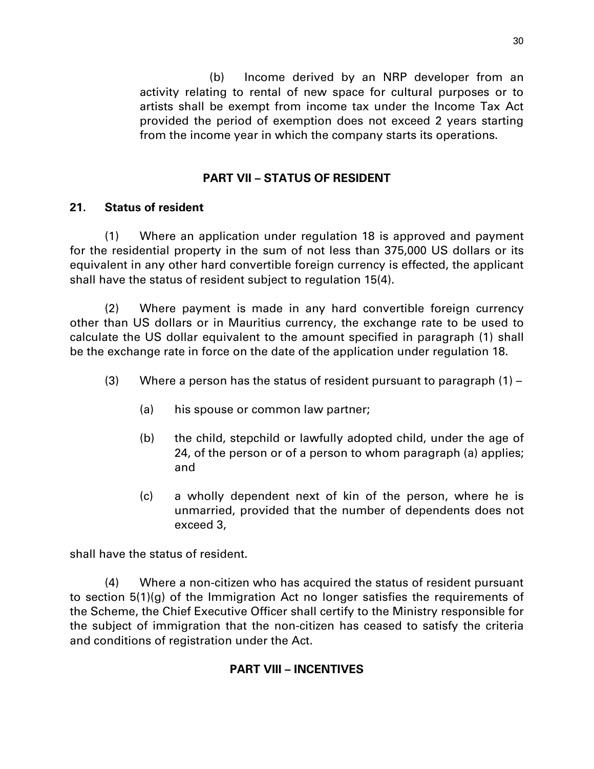(b) Income derived by an NRP developer from an activity relating to rental of new space for cultural purposes or to artists shall be exempt from income tax under the Income Tax Act provided the period of exemption does not exceed 2 years starting from the income year in which the company starts its operations.

## PART VII – STATUS OF RESIDENT

### 21. Status of resident

(1) Where an application under regulation 18 is approved and payment for the residential property in the sum of not less than 375,000 US dollars or its equivalent in any other hard convertible foreign currency is effected, the applicant shall have the status of resident subject to regulation 15(4).

(2) Where payment is made in any hard convertible foreign currency other than US dollars or in Mauritius currency, the exchange rate to be used to calculate the US dollar equivalent to the amount specified in paragraph (1) shall be the exchange rate in force on the date of the application under regulation 18.

(3) Where a person has the status of resident pursuant to paragraph (1) –

(a) his spouse or common law partner;

(b) the child, stepchild or lawfully adopted child, under the age of 24, of the person or of a person to whom paragraph (a) applies; and

(c) a wholly dependent next of kin of the person, where he is unmarried, provided that the number of dependents does not exceed 3,

shall have the status of resident.

(4) Where a non-citizen who has acquired the status of resident pursuant to section 5(1)(g) of the Immigration Act no longer satisfies the requirements of the Scheme, the Chief Executive Officer shall certify to the Ministry responsible for the subject of immigration that the non-citizen has ceased to satisfy the criteria and conditions of registration under the Act.

## PART VIII – INCENTIVES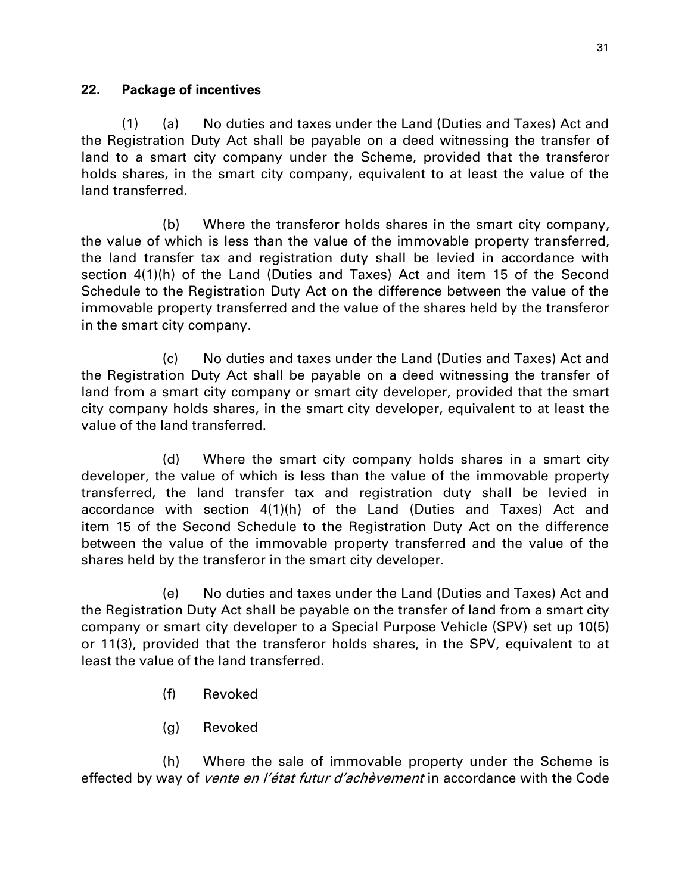### 22. Package of incentives

(1) (a) No duties and taxes under the Land (Duties and Taxes) Act and the Registration Duty Act shall be payable on a deed witnessing the transfer of land to a smart city company under the Scheme, provided that the transferor holds shares, in the smart city company, equivalent to at least the value of the land transferred.

(b) Where the transferor holds shares in the smart city company, the value of which is less than the value of the immovable property transferred, the land transfer tax and registration duty shall be levied in accordance with section 4(1)(h) of the Land (Duties and Taxes) Act and item 15 of the Second Schedule to the Registration Duty Act on the difference between the value of the immovable property transferred and the value of the shares held by the transferor in the smart city company.

(c) No duties and taxes under the Land (Duties and Taxes) Act and the Registration Duty Act shall be payable on a deed witnessing the transfer of land from a smart city company or smart city developer, provided that the smart city company holds shares, in the smart city developer, equivalent to at least the value of the land transferred.

(d) Where the smart city company holds shares in a smart city developer, the value of which is less than the value of the immovable property transferred, the land transfer tax and registration duty shall be levied in accordance with section 4(1)(h) of the Land (Duties and Taxes) Act and item 15 of the Second Schedule to the Registration Duty Act on the difference between the value of the immovable property transferred and the value of the shares held by the transferor in the smart city developer.

(e) No duties and taxes under the Land (Duties and Taxes) Act and the Registration Duty Act shall be payable on the transfer of land from a smart city company or smart city developer to a Special Purpose Vehicle (SPV) set up 10(5) or 11(3), provided that the transferor holds shares, in the SPV, equivalent to at least the value of the land transferred.

(f) Revoked

(g) Revoked

(h) Where the sale of immovable property under the Scheme is effected by way of *vente en l'état futur d'achèvement* in accordance with the Code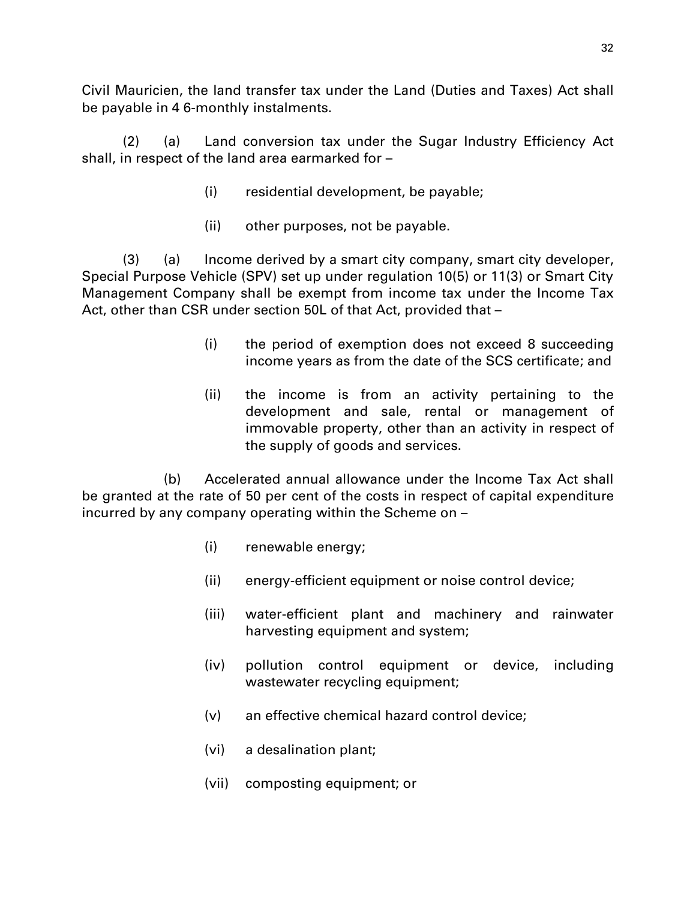Civil Mauricien, the land transfer tax under the Land (Duties and Taxes) Act shall be payable in 4 6-monthly instalments.

(2) (a) Land conversion tax under the Sugar Industry Efficiency Act shall, in respect of the land area earmarked for –

(i) residential development, be payable;

(ii) other purposes, not be payable.

(3) (a) Income derived by a smart city company, smart city developer, Special Purpose Vehicle (SPV) set up under regulation 10(5) or 11(3) or Smart City Management Company shall be exempt from income tax under the Income Tax Act, other than CSR under section 50L of that Act, provided that –

(i) the period of exemption does not exceed 8 succeeding income years as from the date of the SCS certificate; and

(ii) the income is from an activity pertaining to the development and sale, rental or management of immovable property, other than an activity in respect of the supply of goods and services.

(b) Accelerated annual allowance under the Income Tax Act shall be granted at the rate of 50 per cent of the costs in respect of capital expenditure incurred by any company operating within the Scheme on –

(i) renewable energy;

(ii) energy-efficient equipment or noise control device;

(iii) water-efficient plant and machinery and rainwater harvesting equipment and system;

(iv) pollution control equipment or device, including wastewater recycling equipment;

(v) an effective chemical hazard control device;

(vi) a desalination plant;

(vii) composting equipment; or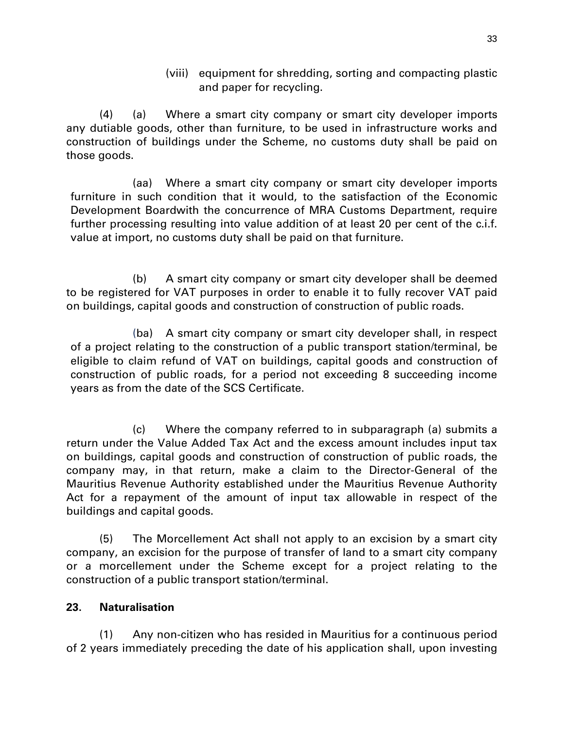(viii) equipment for shredding, sorting and compacting plastic and paper for recycling.

(4) (a) Where a smart city company or smart city developer imports any dutiable goods, other than furniture, to be used in infrastructure works and construction of buildings under the Scheme, no customs duty shall be paid on those goods.

(aa) Where a smart city company or smart city developer imports furniture in such condition that it would, to the satisfaction of the Economic Development Boardwith the concurrence of MRA Customs Department, require further processing resulting into value addition of at least 20 per cent of the c.i.f. value at import, no customs duty shall be paid on that furniture.

(b) A smart city company or smart city developer shall be deemed to be registered for VAT purposes in order to enable it to fully recover VAT paid on buildings, capital goods and construction of construction of public roads.

(ba) A smart city company or smart city developer shall, in respect of a project relating to the construction of a public transport station/terminal, be eligible to claim refund of VAT on buildings, capital goods and construction of construction of public roads, for a period not exceeding 8 succeeding income years as from the date of the SCS Certificate.

(c) Where the company referred to in subparagraph (a) submits a return under the Value Added Tax Act and the excess amount includes input tax on buildings, capital goods and construction of construction of public roads, the company may, in that return, make a claim to the Director-General of the Mauritius Revenue Authority established under the Mauritius Revenue Authority Act for a repayment of the amount of input tax allowable in respect of the buildings and capital goods.

(5) The Morcellement Act shall not apply to an excision by a smart city company, an excision for the purpose of transfer of land to a smart city company or a morcellement under the Scheme except for a project relating to the construction of a public transport station/terminal.

**23. Naturalisation**

(1) Any non-citizen who has resided in Mauritius for a continuous period of 2 years immediately preceding the date of his application shall, upon investing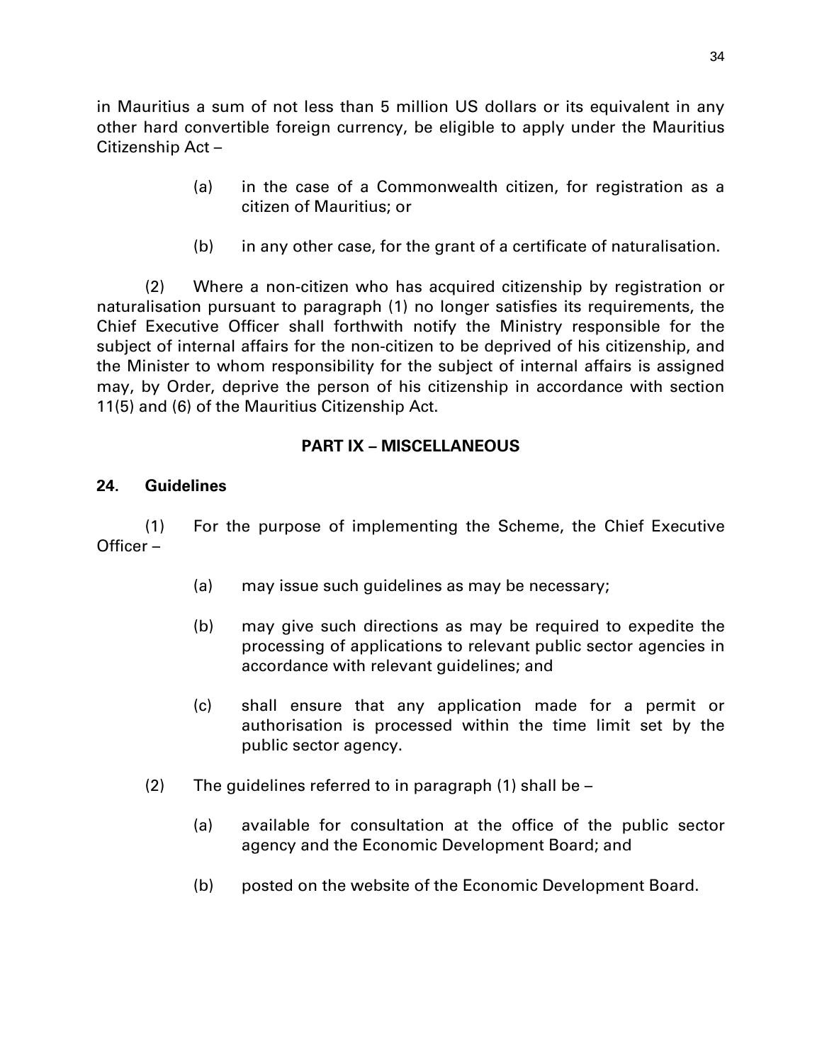in Mauritius a sum of not less than 5 million US dollars or its equivalent in any other hard convertible foreign currency, be eligible to apply under the Mauritius Citizenship Act –

> (a) in the case of a Commonwealth citizen, for registration as a citizen of Mauritius; or
>
> (b) in any other case, for the grant of a certificate of naturalisation.

(2) Where a non-citizen who has acquired citizenship by registration or naturalisation pursuant to paragraph (1) no longer satisfies its requirements, the Chief Executive Officer shall forthwith notify the Ministry responsible for the subject of internal affairs for the non-citizen to be deprived of his citizenship, and the Minister to whom responsibility for the subject of internal affairs is assigned may, by Order, deprive the person of his citizenship in accordance with section 11(5) and (6) of the Mauritius Citizenship Act.

## PART IX – MISCELLANEOUS

### 24. Guidelines

(1) For the purpose of implementing the Scheme, the Chief Executive Officer –

> (a) may issue such guidelines as may be necessary;
>
> (b) may give such directions as may be required to expedite the processing of applications to relevant public sector agencies in accordance with relevant guidelines; and
>
> (c) shall ensure that any application made for a permit or authorisation is processed within the time limit set by the public sector agency.

(2) The guidelines referred to in paragraph (1) shall be –

> (a) available for consultation at the office of the public sector agency and the Economic Development Board; and
>
> (b) posted on the website of the Economic Development Board.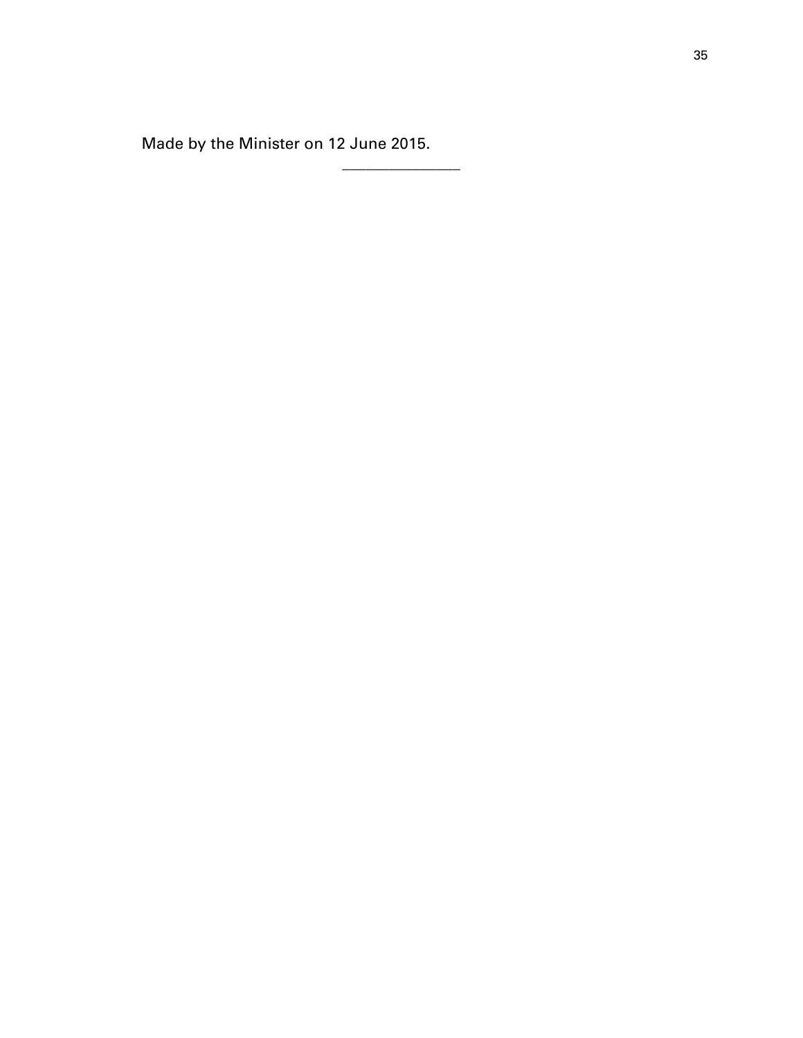Made by the Minister on 12 June 2015.

---